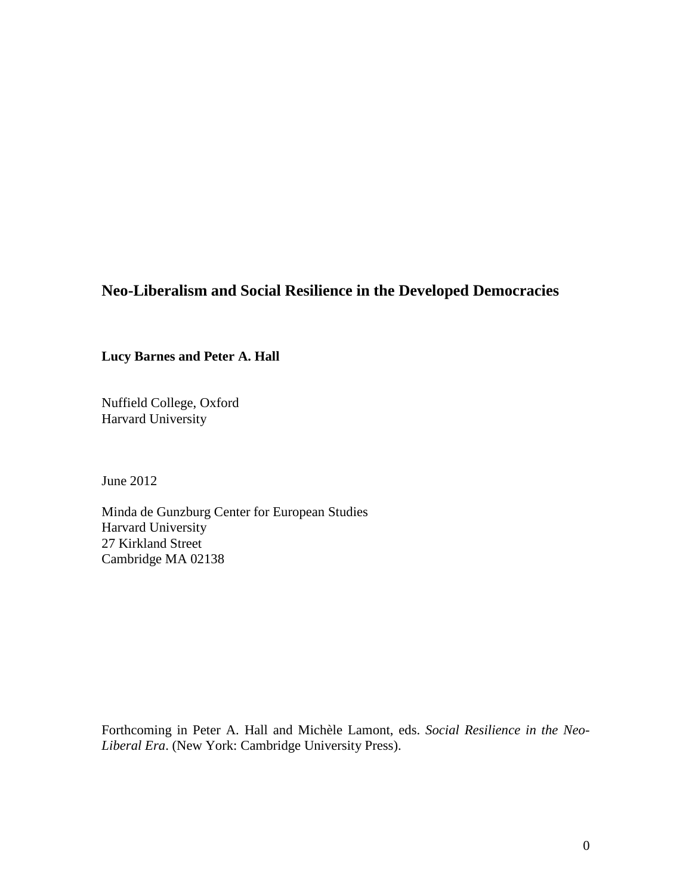# Neo-Liberalism and Social Resilience in the Developed Democracies

**Lucy Barnes and Peter A. Hall**

Nuffield College, Oxford
Harvard University

June 2012

Minda de Gunzburg Center for European Studies
Harvard University
27 Kirkland Street
Cambridge MA 02138

Forthcoming in Peter A. Hall and Michèle Lamont, eds. *Social Resilience in the Neo-Liberal Era*. (New York: Cambridge University Press).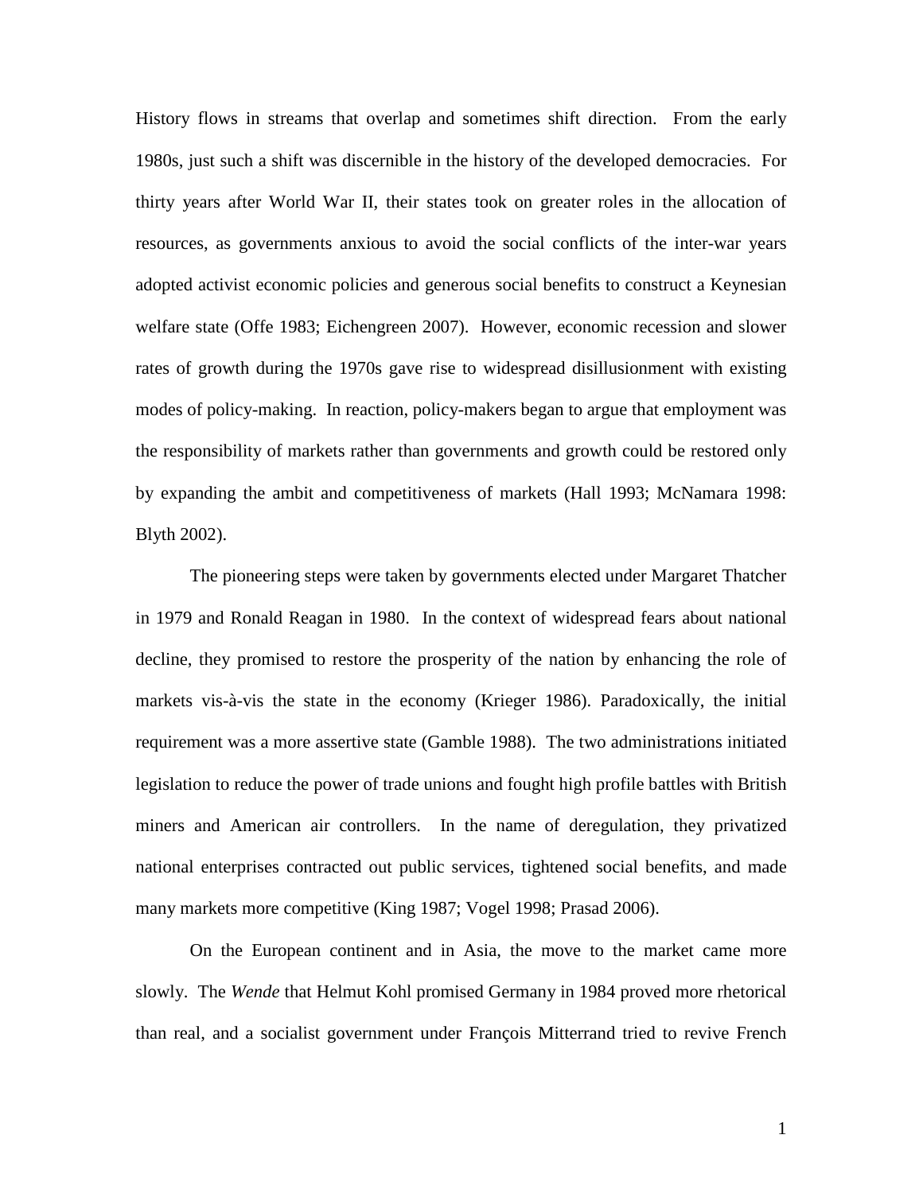History flows in streams that overlap and sometimes shift direction. From the early 1980s, just such a shift was discernible in the history of the developed democracies. For thirty years after World War II, their states took on greater roles in the allocation of resources, as governments anxious to avoid the social conflicts of the inter-war years adopted activist economic policies and generous social benefits to construct a Keynesian welfare state (Offe 1983; Eichengreen 2007). However, economic recession and slower rates of growth during the 1970s gave rise to widespread disillusionment with existing modes of policy-making. In reaction, policy-makers began to argue that employment was the responsibility of markets rather than governments and growth could be restored only by expanding the ambit and competitiveness of markets (Hall 1993; McNamara 1998: Blyth 2002).

The pioneering steps were taken by governments elected under Margaret Thatcher in 1979 and Ronald Reagan in 1980. In the context of widespread fears about national decline, they promised to restore the prosperity of the nation by enhancing the role of markets vis-à-vis the state in the economy (Krieger 1986). Paradoxically, the initial requirement was a more assertive state (Gamble 1988). The two administrations initiated legislation to reduce the power of trade unions and fought high profile battles with British miners and American air controllers. In the name of deregulation, they privatized national enterprises contracted out public services, tightened social benefits, and made many markets more competitive (King 1987; Vogel 1998; Prasad 2006).

On the European continent and in Asia, the move to the market came more slowly. The *Wende* that Helmut Kohl promised Germany in 1984 proved more rhetorical than real, and a socialist government under François Mitterrand tried to revive French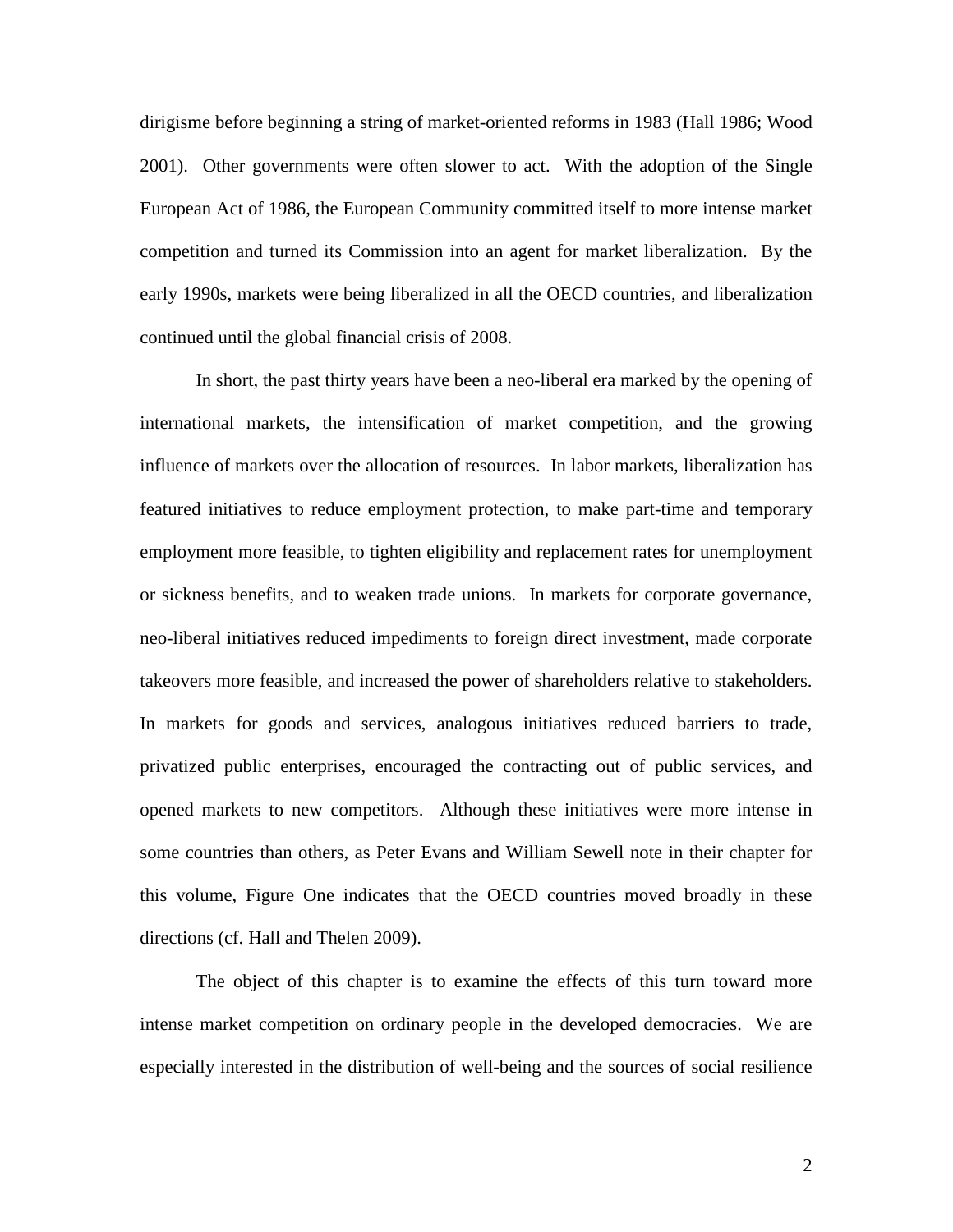dirigisme before beginning a string of market-oriented reforms in 1983 (Hall 1986; Wood 2001). Other governments were often slower to act. With the adoption of the Single European Act of 1986, the European Community committed itself to more intense market competition and turned its Commission into an agent for market liberalization. By the early 1990s, markets were being liberalized in all the OECD countries, and liberalization continued until the global financial crisis of 2008.

In short, the past thirty years have been a neo-liberal era marked by the opening of international markets, the intensification of market competition, and the growing influence of markets over the allocation of resources. In labor markets, liberalization has featured initiatives to reduce employment protection, to make part-time and temporary employment more feasible, to tighten eligibility and replacement rates for unemployment or sickness benefits, and to weaken trade unions. In markets for corporate governance, neo-liberal initiatives reduced impediments to foreign direct investment, made corporate takeovers more feasible, and increased the power of shareholders relative to stakeholders. In markets for goods and services, analogous initiatives reduced barriers to trade, privatized public enterprises, encouraged the contracting out of public services, and opened markets to new competitors. Although these initiatives were more intense in some countries than others, as Peter Evans and William Sewell note in their chapter for this volume, Figure One indicates that the OECD countries moved broadly in these directions (cf. Hall and Thelen 2009).

The object of this chapter is to examine the effects of this turn toward more intense market competition on ordinary people in the developed democracies. We are especially interested in the distribution of well-being and the sources of social resilience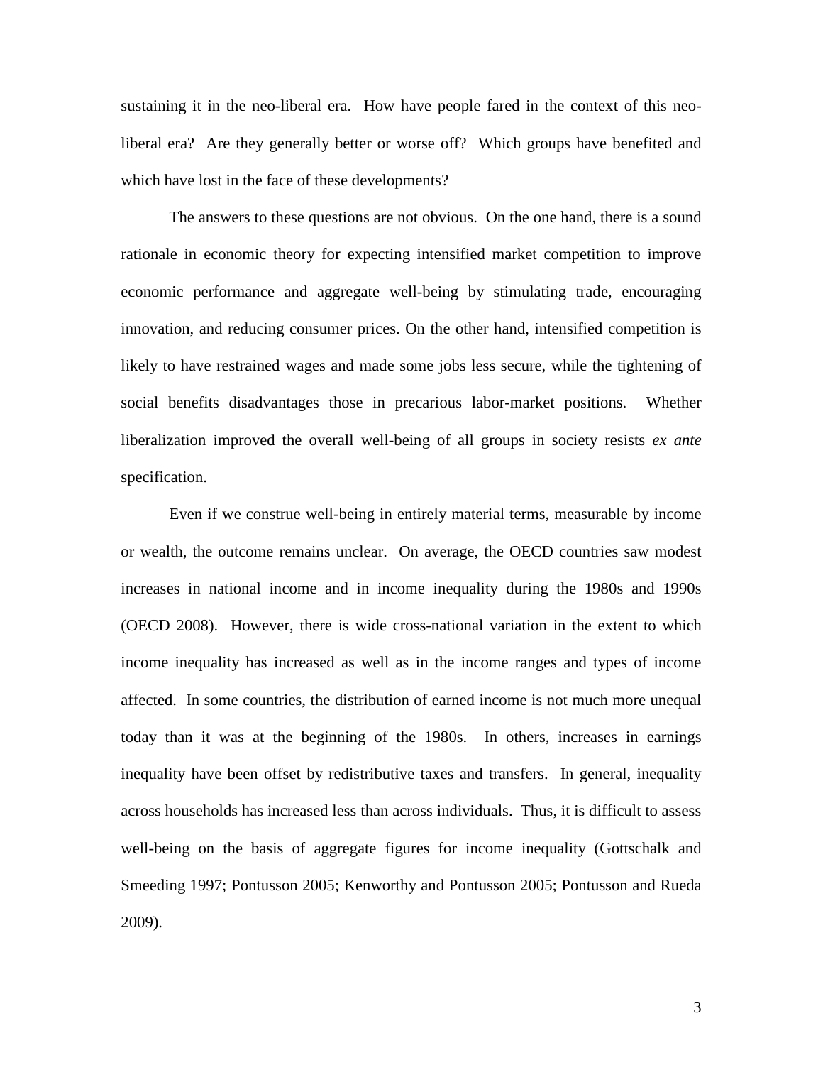sustaining it in the neo-liberal era. How have people fared in the context of this neo-liberal era? Are they generally better or worse off? Which groups have benefited and which have lost in the face of these developments?

The answers to these questions are not obvious. On the one hand, there is a sound rationale in economic theory for expecting intensified market competition to improve economic performance and aggregate well-being by stimulating trade, encouraging innovation, and reducing consumer prices. On the other hand, intensified competition is likely to have restrained wages and made some jobs less secure, while the tightening of social benefits disadvantages those in precarious labor-market positions. Whether liberalization improved the overall well-being of all groups in society resists *ex ante* specification.

Even if we construe well-being in entirely material terms, measurable by income or wealth, the outcome remains unclear. On average, the OECD countries saw modest increases in national income and in income inequality during the 1980s and 1990s (OECD 2008). However, there is wide cross-national variation in the extent to which income inequality has increased as well as in the income ranges and types of income affected. In some countries, the distribution of earned income is not much more unequal today than it was at the beginning of the 1980s. In others, increases in earnings inequality have been offset by redistributive taxes and transfers. In general, inequality across households has increased less than across individuals. Thus, it is difficult to assess well-being on the basis of aggregate figures for income inequality (Gottschalk and Smeeding 1997; Pontusson 2005; Kenworthy and Pontusson 2005; Pontusson and Rueda 2009).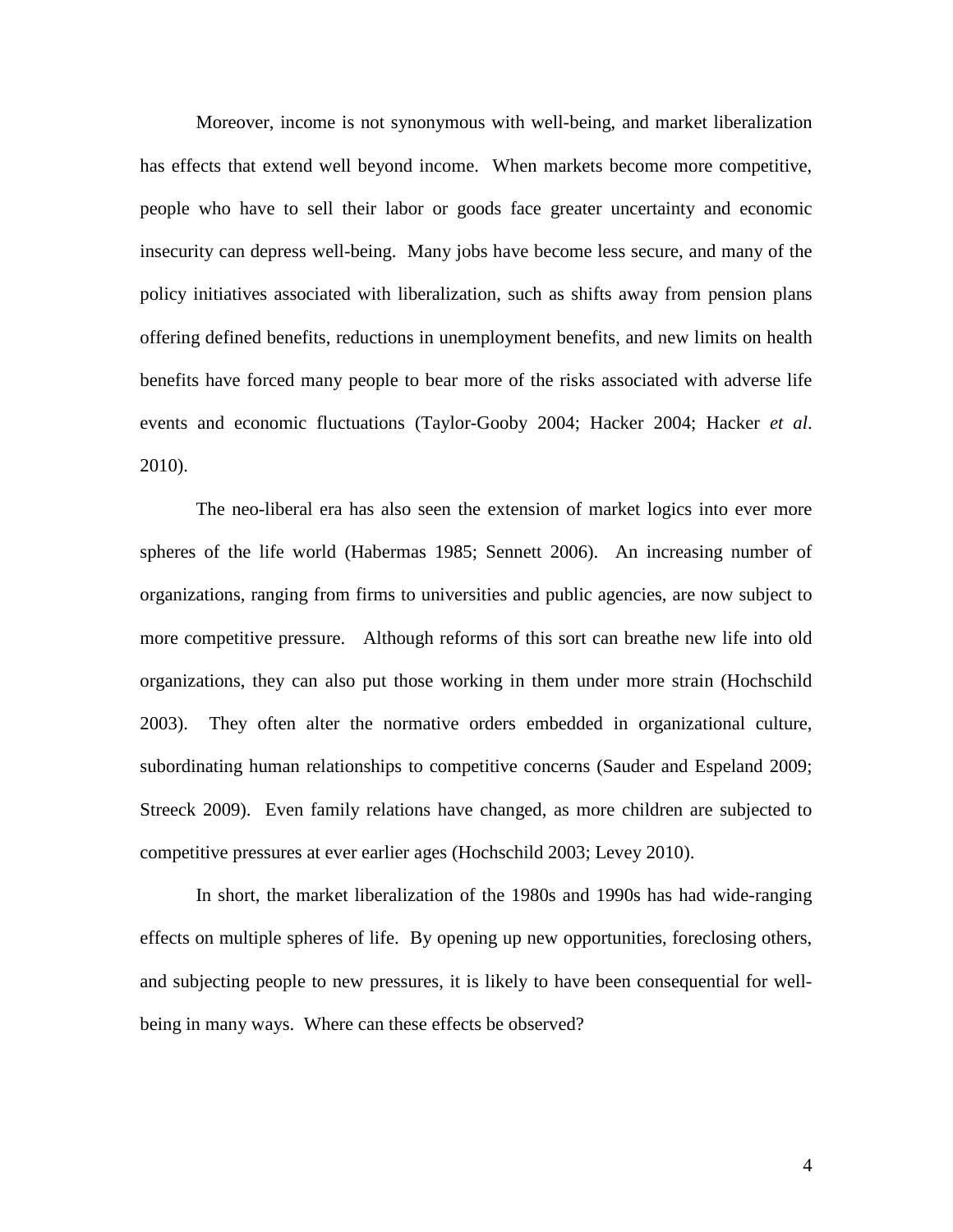Moreover, income is not synonymous with well-being, and market liberalization has effects that extend well beyond income. When markets become more competitive, people who have to sell their labor or goods face greater uncertainty and economic insecurity can depress well-being. Many jobs have become less secure, and many of the policy initiatives associated with liberalization, such as shifts away from pension plans offering defined benefits, reductions in unemployment benefits, and new limits on health benefits have forced many people to bear more of the risks associated with adverse life events and economic fluctuations (Taylor-Gooby 2004; Hacker 2004; Hacker *et al*. 2010).

The neo-liberal era has also seen the extension of market logics into ever more spheres of the life world (Habermas 1985; Sennett 2006). An increasing number of organizations, ranging from firms to universities and public agencies, are now subject to more competitive pressure. Although reforms of this sort can breathe new life into old organizations, they can also put those working in them under more strain (Hochschild 2003). They often alter the normative orders embedded in organizational culture, subordinating human relationships to competitive concerns (Sauder and Espeland 2009; Streeck 2009). Even family relations have changed, as more children are subjected to competitive pressures at ever earlier ages (Hochschild 2003; Levey 2010).

In short, the market liberalization of the 1980s and 1990s has had wide-ranging effects on multiple spheres of life. By opening up new opportunities, foreclosing others, and subjecting people to new pressures, it is likely to have been consequential for well-being in many ways. Where can these effects be observed?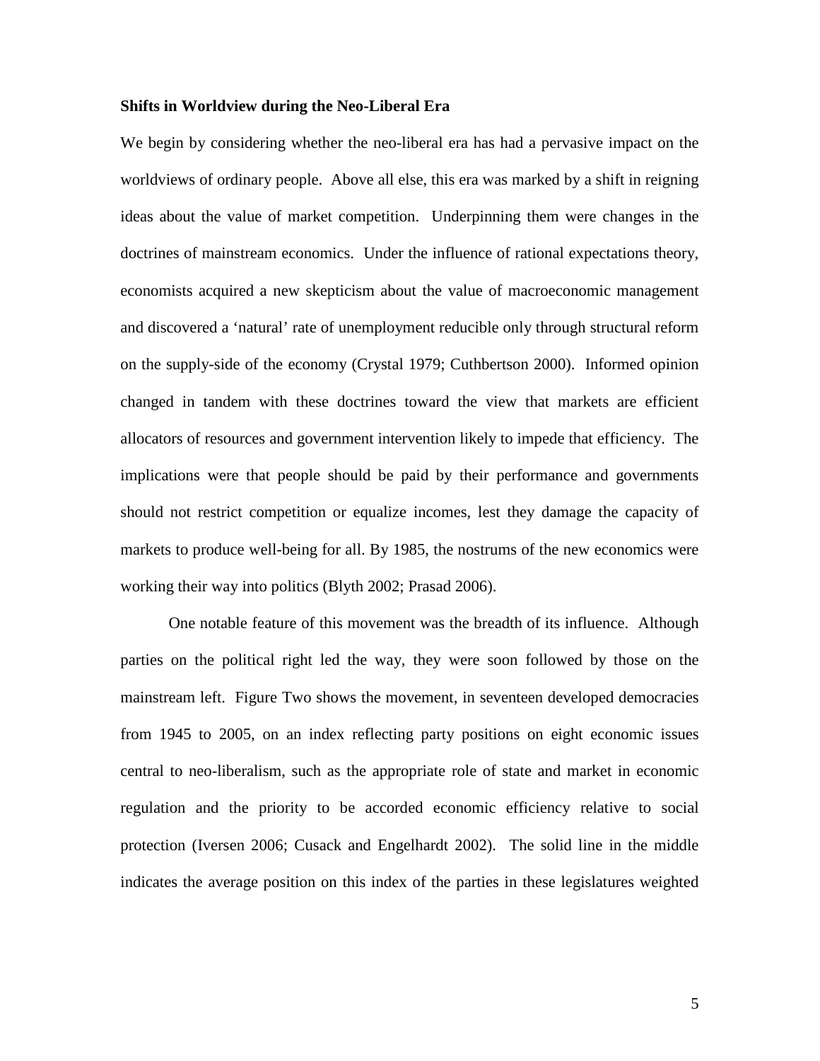**Shifts in Worldview during the Neo-Liberal Era**

We begin by considering whether the neo-liberal era has had a pervasive impact on the worldviews of ordinary people. Above all else, this era was marked by a shift in reigning ideas about the value of market competition. Underpinning them were changes in the doctrines of mainstream economics. Under the influence of rational expectations theory, economists acquired a new skepticism about the value of macroeconomic management and discovered a 'natural' rate of unemployment reducible only through structural reform on the supply-side of the economy (Crystal 1979; Cuthbertson 2000). Informed opinion changed in tandem with these doctrines toward the view that markets are efficient allocators of resources and government intervention likely to impede that efficiency. The implications were that people should be paid by their performance and governments should not restrict competition or equalize incomes, lest they damage the capacity of markets to produce well-being for all. By 1985, the nostrums of the new economics were working their way into politics (Blyth 2002; Prasad 2006).

One notable feature of this movement was the breadth of its influence. Although parties on the political right led the way, they were soon followed by those on the mainstream left. Figure Two shows the movement, in seventeen developed democracies from 1945 to 2005, on an index reflecting party positions on eight economic issues central to neo-liberalism, such as the appropriate role of state and market in economic regulation and the priority to be accorded economic efficiency relative to social protection (Iversen 2006; Cusack and Engelhardt 2002). The solid line in the middle indicates the average position on this index of the parties in these legislatures weighted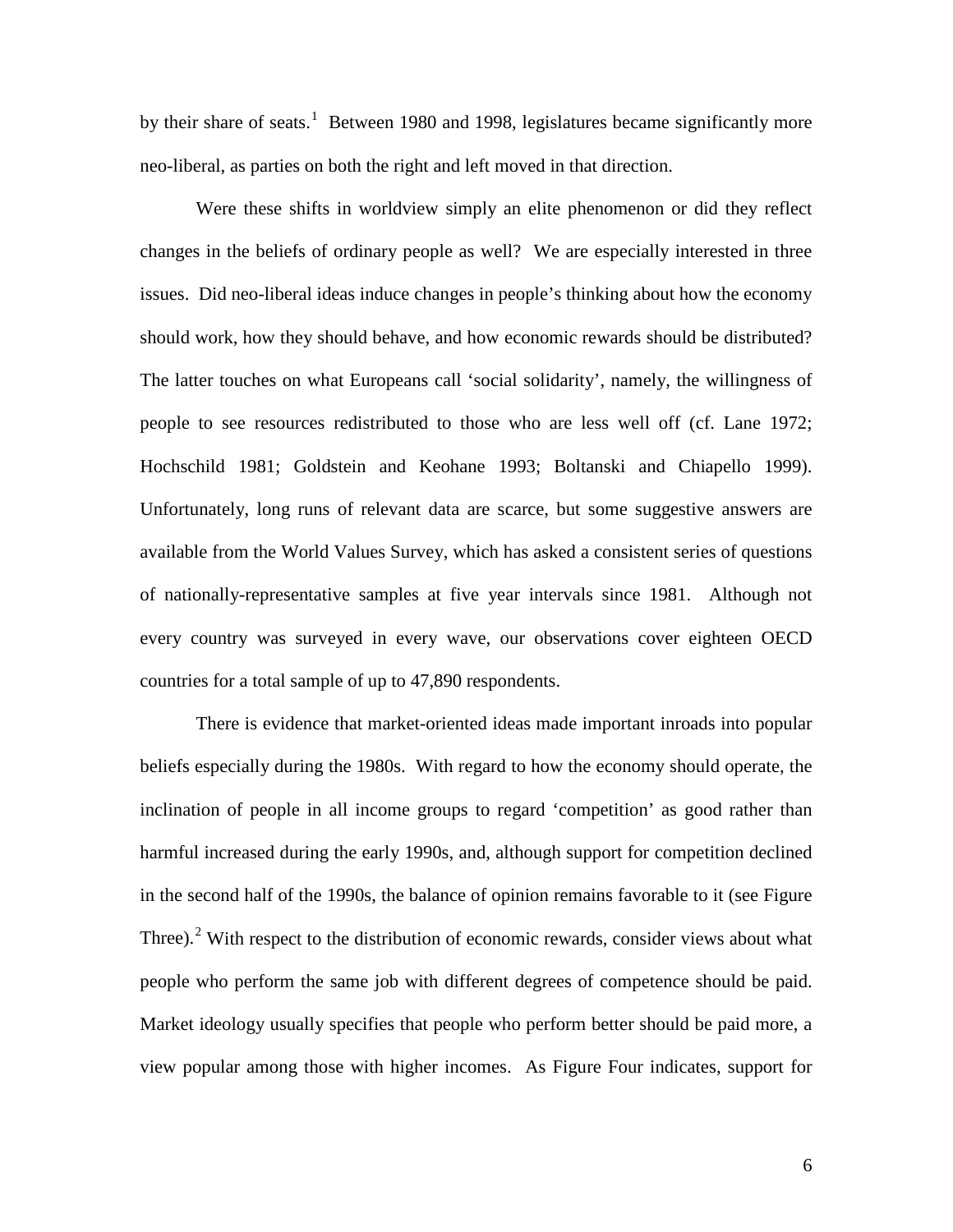by their share of seats.[1] Between 1980 and 1998, legislatures became significantly more neo-liberal, as parties on both the right and left moved in that direction.

Were these shifts in worldview simply an elite phenomenon or did they reflect changes in the beliefs of ordinary people as well? We are especially interested in three issues. Did neo-liberal ideas induce changes in people's thinking about how the economy should work, how they should behave, and how economic rewards should be distributed? The latter touches on what Europeans call 'social solidarity', namely, the willingness of people to see resources redistributed to those who are less well off (cf. Lane 1972; Hochschild 1981; Goldstein and Keohane 1993; Boltanski and Chiapello 1999). Unfortunately, long runs of relevant data are scarce, but some suggestive answers are available from the World Values Survey, which has asked a consistent series of questions of nationally-representative samples at five year intervals since 1981. Although not every country was surveyed in every wave, our observations cover eighteen OECD countries for a total sample of up to 47,890 respondents.

There is evidence that market-oriented ideas made important inroads into popular beliefs especially during the 1980s. With regard to how the economy should operate, the inclination of people in all income groups to regard 'competition' as good rather than harmful increased during the early 1990s, and, although support for competition declined in the second half of the 1990s, the balance of opinion remains favorable to it (see Figure Three).[2] With respect to the distribution of economic rewards, consider views about what people who perform the same job with different degrees of competence should be paid. Market ideology usually specifies that people who perform better should be paid more, a view popular among those with higher incomes. As Figure Four indicates, support for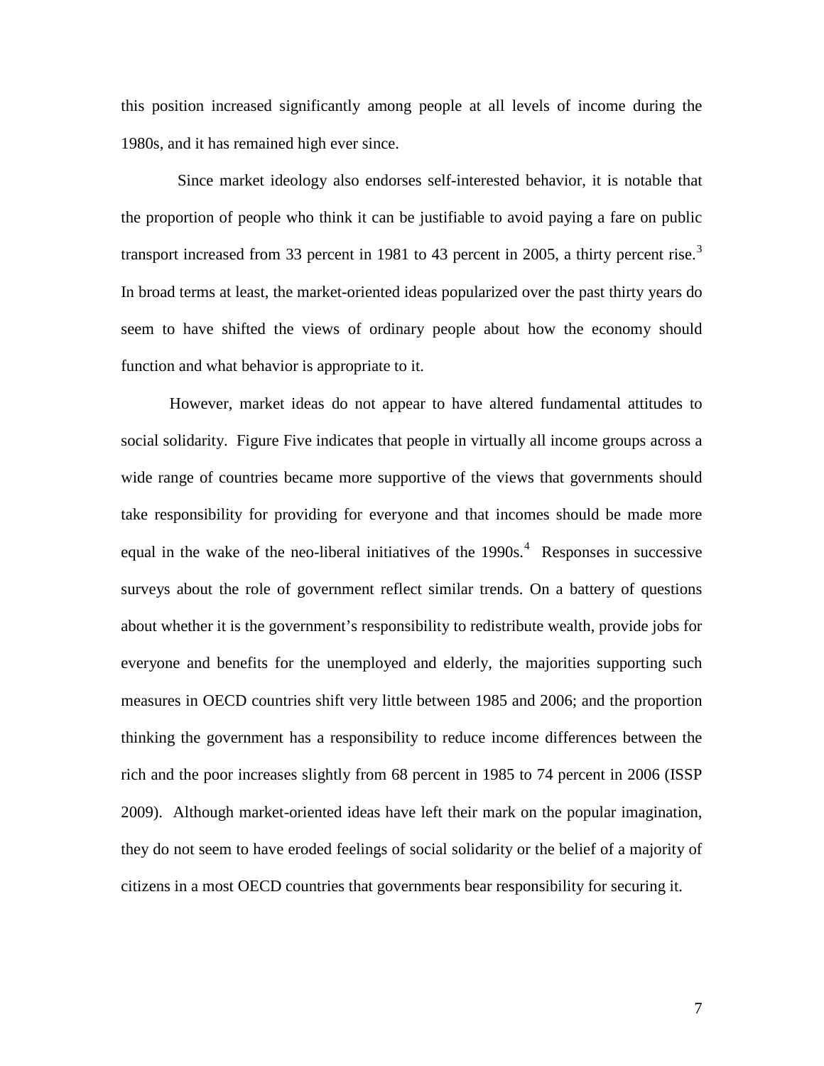this position increased significantly among people at all levels of income during the 1980s, and it has remained high ever since.

Since market ideology also endorses self-interested behavior, it is notable that the proportion of people who think it can be justifiable to avoid paying a fare on public transport increased from 33 percent in 1981 to 43 percent in 2005, a thirty percent rise.[3] In broad terms at least, the market-oriented ideas popularized over the past thirty years do seem to have shifted the views of ordinary people about how the economy should function and what behavior is appropriate to it.

However, market ideas do not appear to have altered fundamental attitudes to social solidarity. Figure Five indicates that people in virtually all income groups across a wide range of countries became more supportive of the views that governments should take responsibility for providing for everyone and that incomes should be made more equal in the wake of the neo-liberal initiatives of the 1990s.[4] Responses in successive surveys about the role of government reflect similar trends. On a battery of questions about whether it is the government's responsibility to redistribute wealth, provide jobs for everyone and benefits for the unemployed and elderly, the majorities supporting such measures in OECD countries shift very little between 1985 and 2006; and the proportion thinking the government has a responsibility to reduce income differences between the rich and the poor increases slightly from 68 percent in 1985 to 74 percent in 2006 (ISSP 2009). Although market-oriented ideas have left their mark on the popular imagination, they do not seem to have eroded feelings of social solidarity or the belief of a majority of citizens in a most OECD countries that governments bear responsibility for securing it.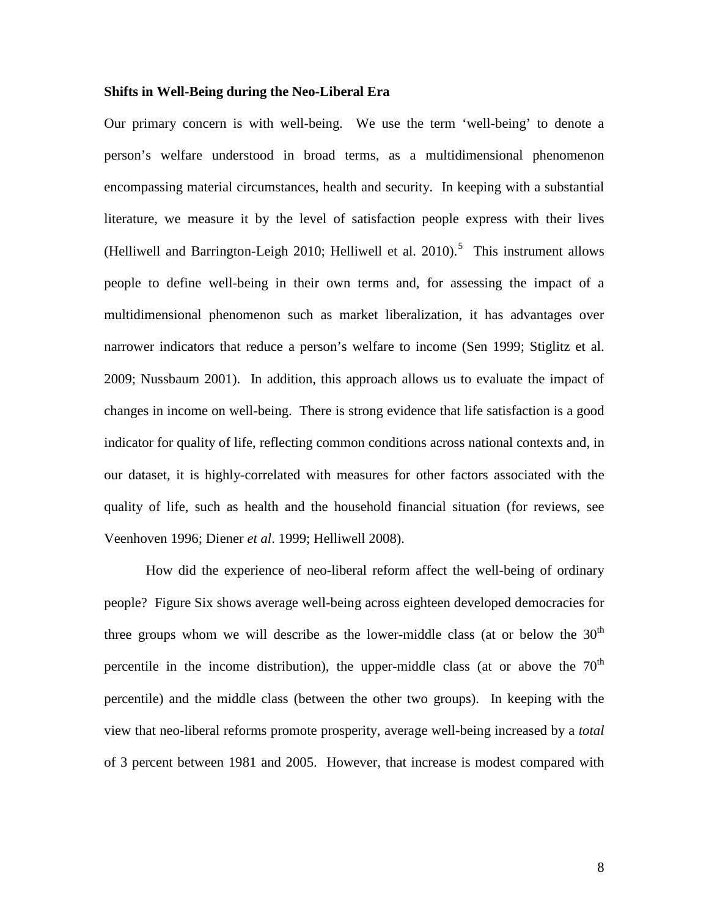**Shifts in Well-Being during the Neo-Liberal Era**

Our primary concern is with well-being. We use the term 'well-being' to denote a person's welfare understood in broad terms, as a multidimensional phenomenon encompassing material circumstances, health and security. In keeping with a substantial literature, we measure it by the level of satisfaction people express with their lives (Helliwell and Barrington-Leigh 2010; Helliwell et al. 2010).[5] This instrument allows people to define well-being in their own terms and, for assessing the impact of a multidimensional phenomenon such as market liberalization, it has advantages over narrower indicators that reduce a person's welfare to income (Sen 1999; Stiglitz et al. 2009; Nussbaum 2001). In addition, this approach allows us to evaluate the impact of changes in income on well-being. There is strong evidence that life satisfaction is a good indicator for quality of life, reflecting common conditions across national contexts and, in our dataset, it is highly-correlated with measures for other factors associated with the quality of life, such as health and the household financial situation (for reviews, see Veenhoven 1996; Diener *et al*. 1999; Helliwell 2008).

How did the experience of neo-liberal reform affect the well-being of ordinary people? Figure Six shows average well-being across eighteen developed democracies for three groups whom we will describe as the lower-middle class (at or below the 30th percentile in the income distribution), the upper-middle class (at or above the 70th percentile) and the middle class (between the other two groups). In keeping with the view that neo-liberal reforms promote prosperity, average well-being increased by a *total* of 3 percent between 1981 and 2005. However, that increase is modest compared with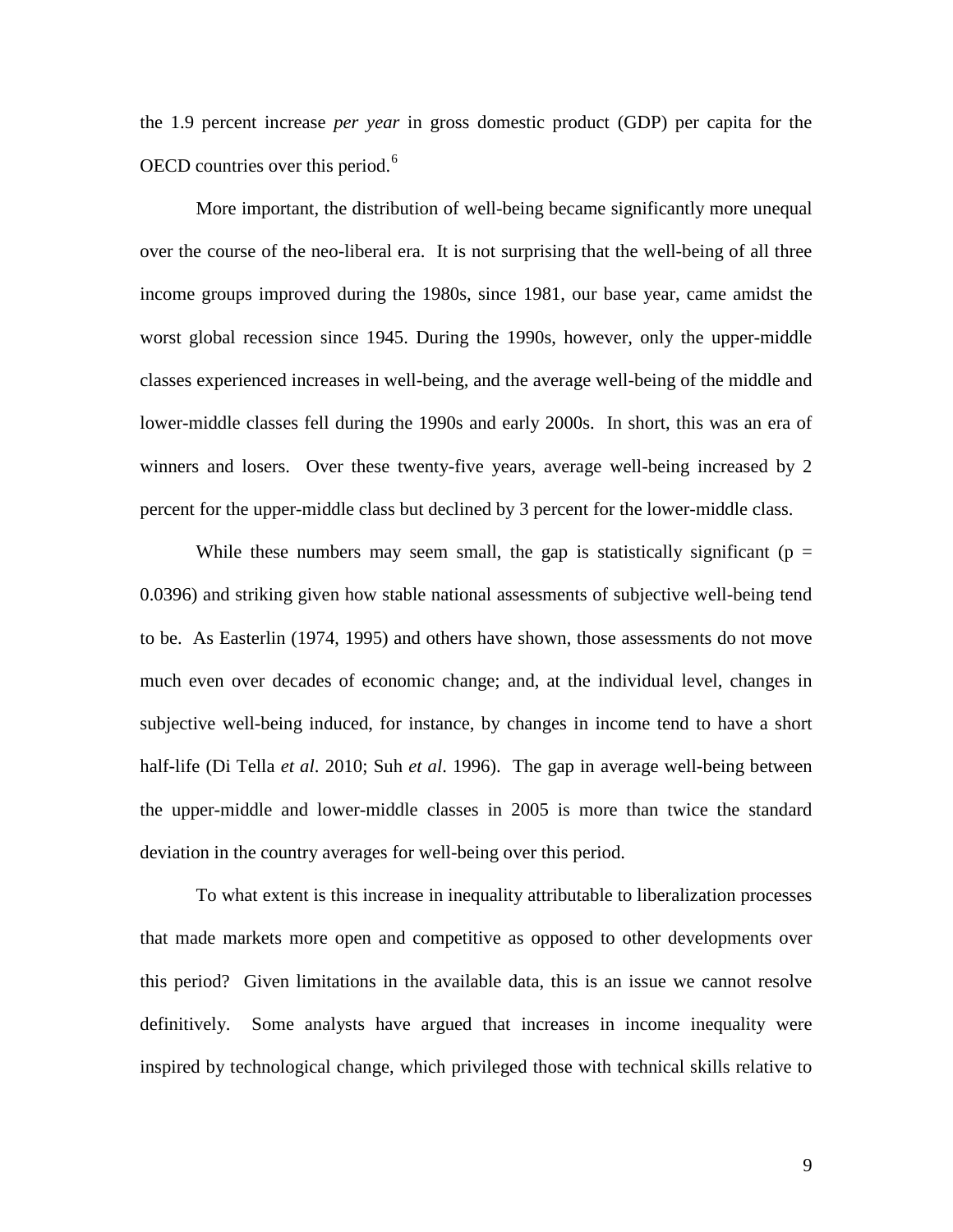the 1.9 percent increase *per year* in gross domestic product (GDP) per capita for the OECD countries over this period.[6]

More important, the distribution of well-being became significantly more unequal over the course of the neo-liberal era. It is not surprising that the well-being of all three income groups improved during the 1980s, since 1981, our base year, came amidst the worst global recession since 1945. During the 1990s, however, only the upper-middle classes experienced increases in well-being, and the average well-being of the middle and lower-middle classes fell during the 1990s and early 2000s. In short, this was an era of winners and losers. Over these twenty-five years, average well-being increased by 2 percent for the upper-middle class but declined by 3 percent for the lower-middle class.

While these numbers may seem small, the gap is statistically significant ($p = 0.0396$) and striking given how stable national assessments of subjective well-being tend to be. As Easterlin (1974, 1995) and others have shown, those assessments do not move much even over decades of economic change; and, at the individual level, changes in subjective well-being induced, for instance, by changes in income tend to have a short half-life (Di Tella *et al*. 2010; Suh *et al*. 1996). The gap in average well-being between the upper-middle and lower-middle classes in 2005 is more than twice the standard deviation in the country averages for well-being over this period.

To what extent is this increase in inequality attributable to liberalization processes that made markets more open and competitive as opposed to other developments over this period? Given limitations in the available data, this is an issue we cannot resolve definitively. Some analysts have argued that increases in income inequality were inspired by technological change, which privileged those with technical skills relative to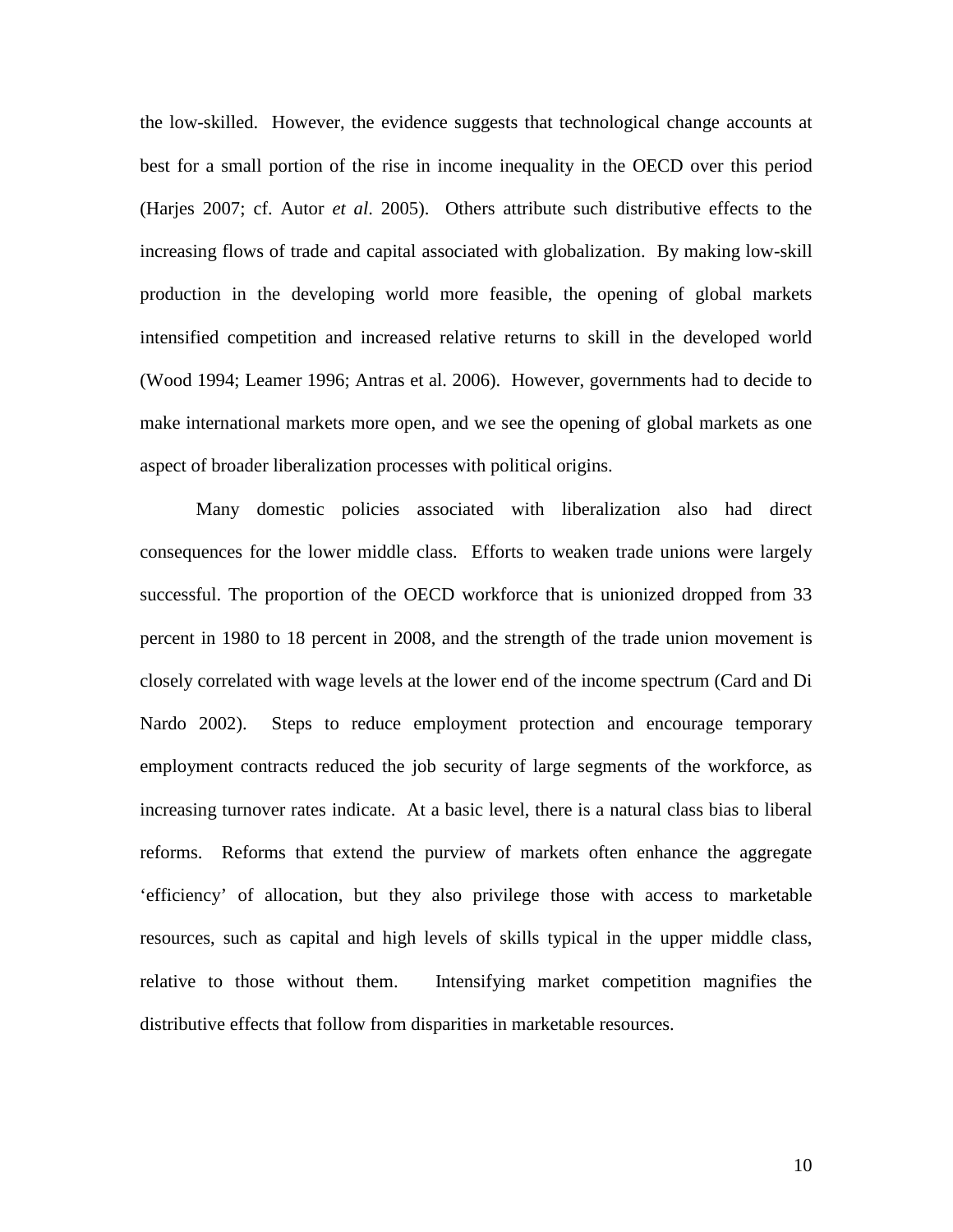the low-skilled. However, the evidence suggests that technological change accounts at best for a small portion of the rise in income inequality in the OECD over this period (Harjes 2007; cf. Autor *et al*. 2005). Others attribute such distributive effects to the increasing flows of trade and capital associated with globalization. By making low-skill production in the developing world more feasible, the opening of global markets intensified competition and increased relative returns to skill in the developed world (Wood 1994; Leamer 1996; Antras et al. 2006). However, governments had to decide to make international markets more open, and we see the opening of global markets as one aspect of broader liberalization processes with political origins.

Many domestic policies associated with liberalization also had direct consequences for the lower middle class. Efforts to weaken trade unions were largely successful. The proportion of the OECD workforce that is unionized dropped from 33 percent in 1980 to 18 percent in 2008, and the strength of the trade union movement is closely correlated with wage levels at the lower end of the income spectrum (Card and Di Nardo 2002). Steps to reduce employment protection and encourage temporary employment contracts reduced the job security of large segments of the workforce, as increasing turnover rates indicate. At a basic level, there is a natural class bias to liberal reforms. Reforms that extend the purview of markets often enhance the aggregate 'efficiency' of allocation, but they also privilege those with access to marketable resources, such as capital and high levels of skills typical in the upper middle class, relative to those without them. Intensifying market competition magnifies the distributive effects that follow from disparities in marketable resources.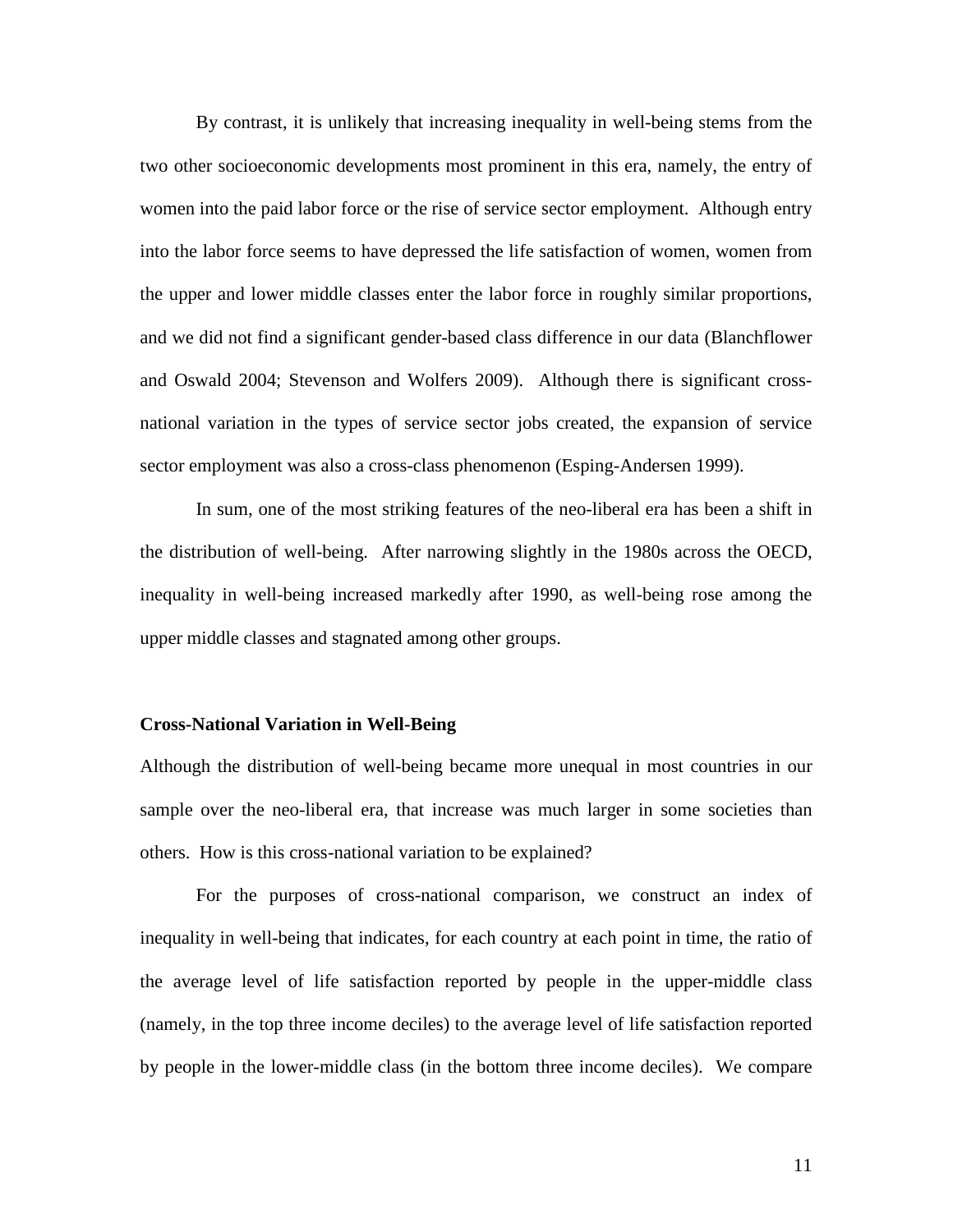By contrast, it is unlikely that increasing inequality in well-being stems from the two other socioeconomic developments most prominent in this era, namely, the entry of women into the paid labor force or the rise of service sector employment. Although entry into the labor force seems to have depressed the life satisfaction of women, women from the upper and lower middle classes enter the labor force in roughly similar proportions, and we did not find a significant gender-based class difference in our data (Blanchflower and Oswald 2004; Stevenson and Wolfers 2009). Although there is significant cross-national variation in the types of service sector jobs created, the expansion of service sector employment was also a cross-class phenomenon (Esping-Andersen 1999).

In sum, one of the most striking features of the neo-liberal era has been a shift in the distribution of well-being. After narrowing slightly in the 1980s across the OECD, inequality in well-being increased markedly after 1990, as well-being rose among the upper middle classes and stagnated among other groups.

**Cross-National Variation in Well-Being**

Although the distribution of well-being became more unequal in most countries in our sample over the neo-liberal era, that increase was much larger in some societies than others. How is this cross-national variation to be explained?

For the purposes of cross-national comparison, we construct an index of inequality in well-being that indicates, for each country at each point in time, the ratio of the average level of life satisfaction reported by people in the upper-middle class (namely, in the top three income deciles) to the average level of life satisfaction reported by people in the lower-middle class (in the bottom three income deciles). We compare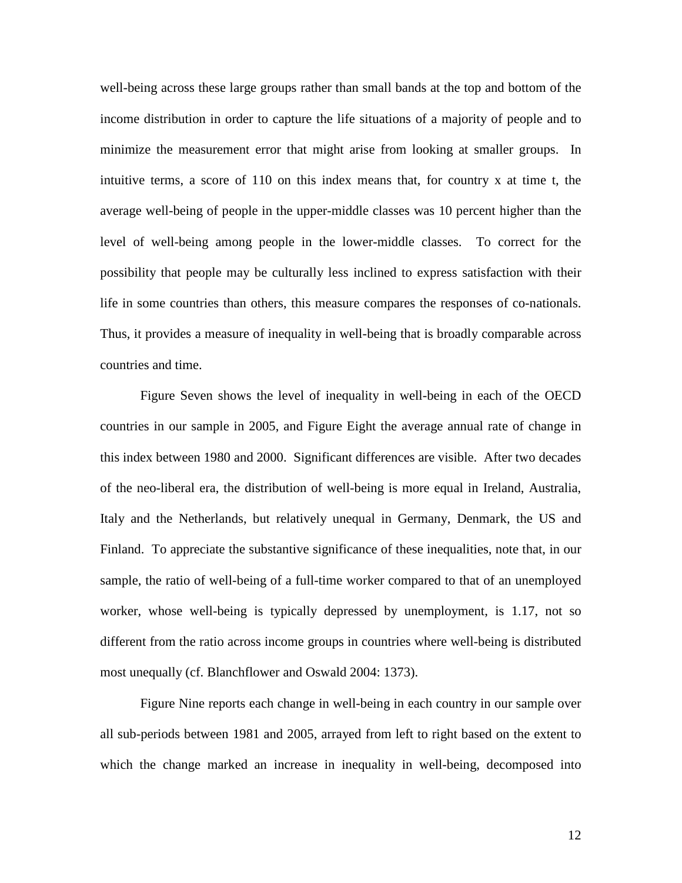well-being across these large groups rather than small bands at the top and bottom of the income distribution in order to capture the life situations of a majority of people and to minimize the measurement error that might arise from looking at smaller groups. In intuitive terms, a score of 110 on this index means that, for country x at time t, the average well-being of people in the upper-middle classes was 10 percent higher than the level of well-being among people in the lower-middle classes. To correct for the possibility that people may be culturally less inclined to express satisfaction with their life in some countries than others, this measure compares the responses of co-nationals. Thus, it provides a measure of inequality in well-being that is broadly comparable across countries and time.

Figure Seven shows the level of inequality in well-being in each of the OECD countries in our sample in 2005, and Figure Eight the average annual rate of change in this index between 1980 and 2000. Significant differences are visible. After two decades of the neo-liberal era, the distribution of well-being is more equal in Ireland, Australia, Italy and the Netherlands, but relatively unequal in Germany, Denmark, the US and Finland. To appreciate the substantive significance of these inequalities, note that, in our sample, the ratio of well-being of a full-time worker compared to that of an unemployed worker, whose well-being is typically depressed by unemployment, is 1.17, not so different from the ratio across income groups in countries where well-being is distributed most unequally (cf. Blanchflower and Oswald 2004: 1373).

Figure Nine reports each change in well-being in each country in our sample over all sub-periods between 1981 and 2005, arrayed from left to right based on the extent to which the change marked an increase in inequality in well-being, decomposed into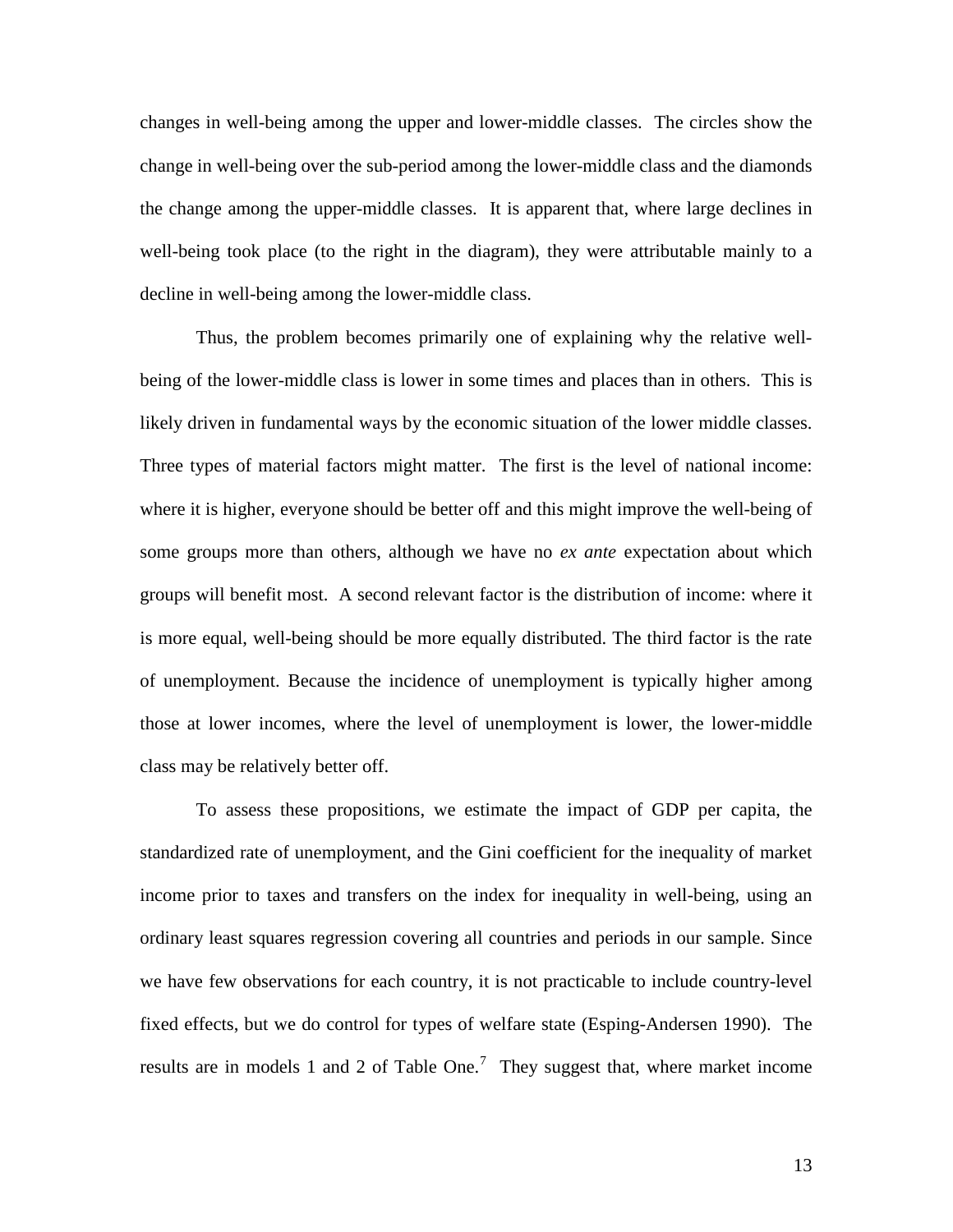changes in well-being among the upper and lower-middle classes. The circles show the change in well-being over the sub-period among the lower-middle class and the diamonds the change among the upper-middle classes. It is apparent that, where large declines in well-being took place (to the right in the diagram), they were attributable mainly to a decline in well-being among the lower-middle class.

Thus, the problem becomes primarily one of explaining why the relative well-being of the lower-middle class is lower in some times and places than in others. This is likely driven in fundamental ways by the economic situation of the lower middle classes. Three types of material factors might matter. The first is the level of national income: where it is higher, everyone should be better off and this might improve the well-being of some groups more than others, although we have no *ex ante* expectation about which groups will benefit most. A second relevant factor is the distribution of income: where it is more equal, well-being should be more equally distributed. The third factor is the rate of unemployment. Because the incidence of unemployment is typically higher among those at lower incomes, where the level of unemployment is lower, the lower-middle class may be relatively better off.

To assess these propositions, we estimate the impact of GDP per capita, the standardized rate of unemployment, and the Gini coefficient for the inequality of market income prior to taxes and transfers on the index for inequality in well-being, using an ordinary least squares regression covering all countries and periods in our sample. Since we have few observations for each country, it is not practicable to include country-level fixed effects, but we do control for types of welfare state (Esping-Andersen 1990). The results are in models 1 and 2 of Table One.[7] They suggest that, where market income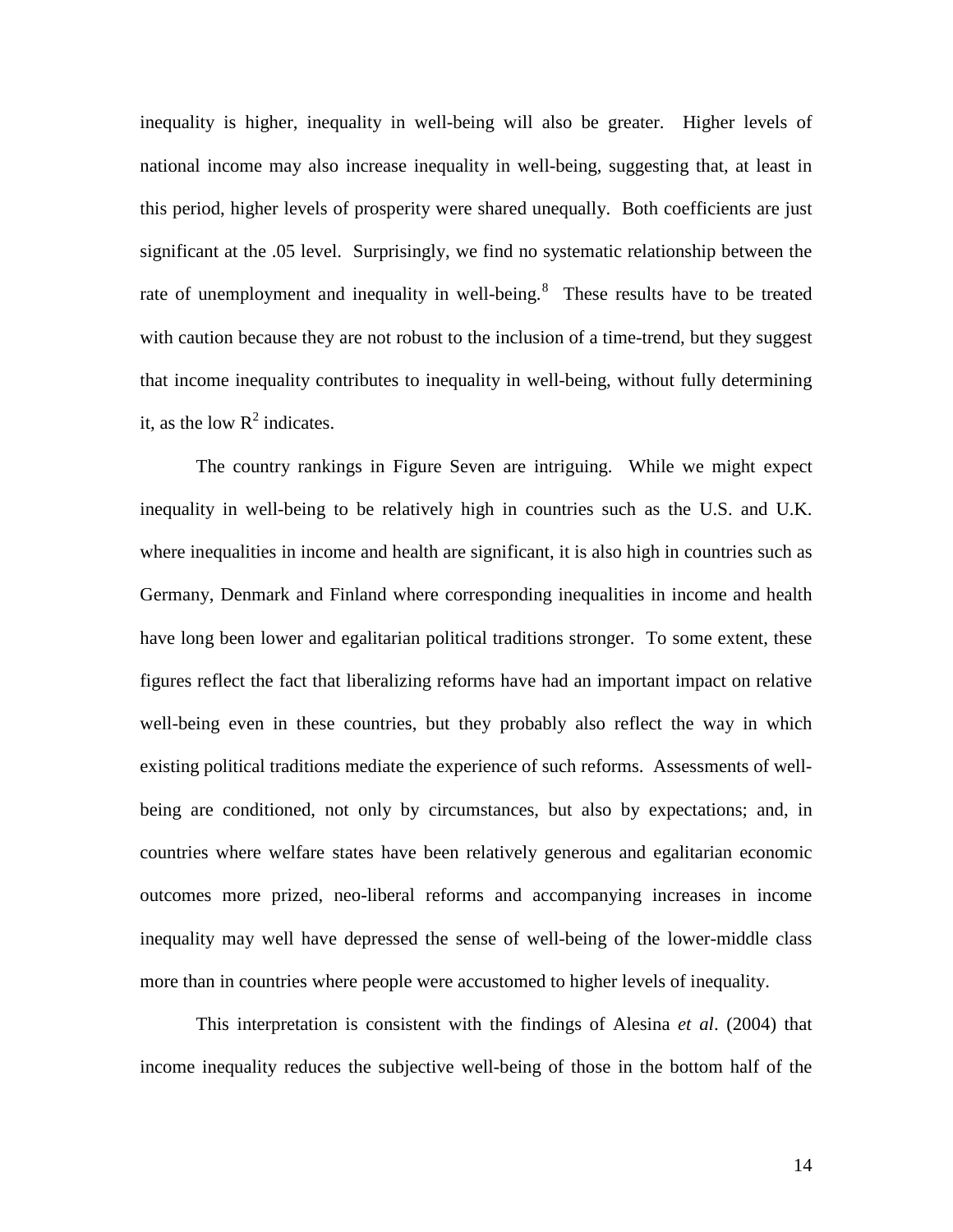inequality is higher, inequality in well-being will also be greater. Higher levels of national income may also increase inequality in well-being, suggesting that, at least in this period, higher levels of prosperity were shared unequally. Both coefficients are just significant at the .05 level. Surprisingly, we find no systematic relationship between the rate of unemployment and inequality in well-being.[8] These results have to be treated with caution because they are not robust to the inclusion of a time-trend, but they suggest that income inequality contributes to inequality in well-being, without fully determining it, as the low $R^2$ indicates.

The country rankings in Figure Seven are intriguing. While we might expect inequality in well-being to be relatively high in countries such as the U.S. and U.K. where inequalities in income and health are significant, it is also high in countries such as Germany, Denmark and Finland where corresponding inequalities in income and health have long been lower and egalitarian political traditions stronger. To some extent, these figures reflect the fact that liberalizing reforms have had an important impact on relative well-being even in these countries, but they probably also reflect the way in which existing political traditions mediate the experience of such reforms. Assessments of well-being are conditioned, not only by circumstances, but also by expectations; and, in countries where welfare states have been relatively generous and egalitarian economic outcomes more prized, neo-liberal reforms and accompanying increases in income inequality may well have depressed the sense of well-being of the lower-middle class more than in countries where people were accustomed to higher levels of inequality.

This interpretation is consistent with the findings of Alesina *et al*. (2004) that income inequality reduces the subjective well-being of those in the bottom half of the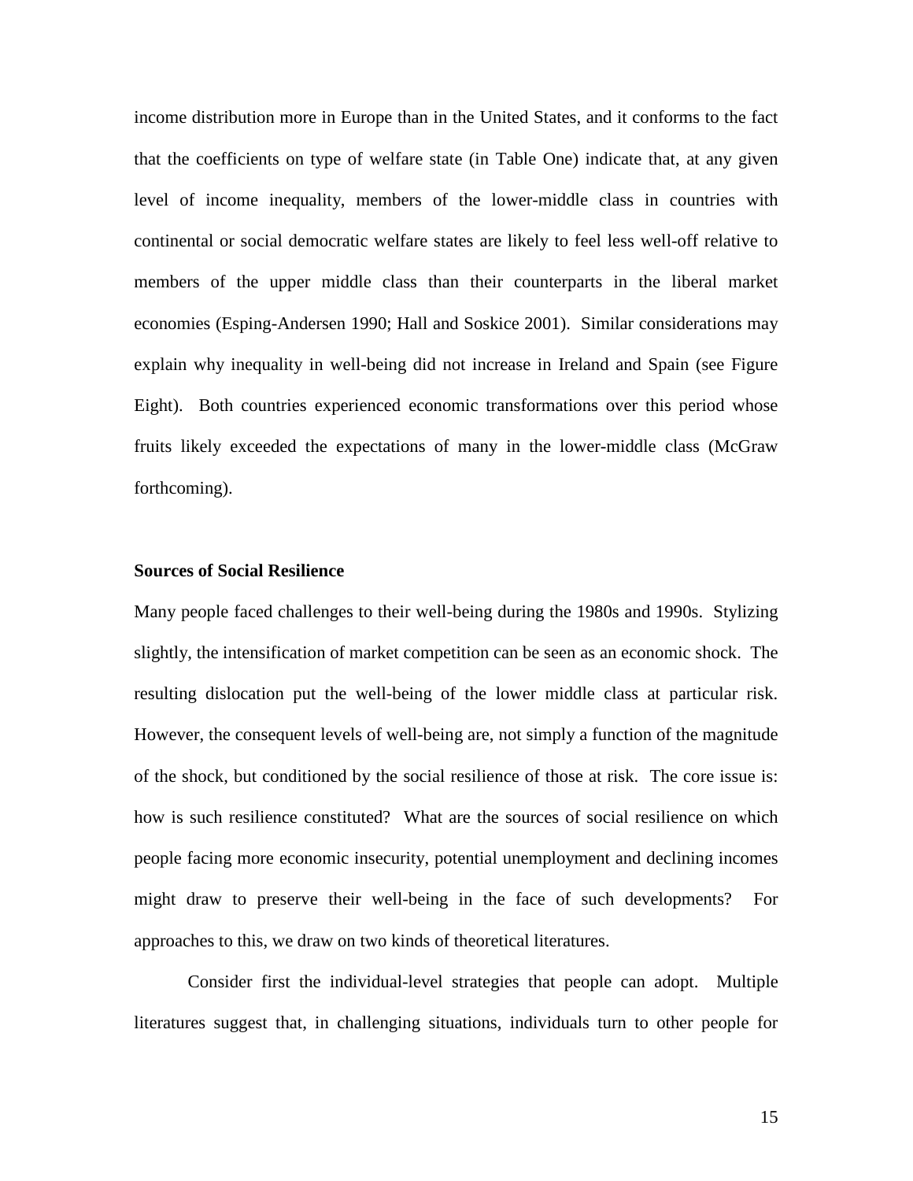income distribution more in Europe than in the United States, and it conforms to the fact that the coefficients on type of welfare state (in Table One) indicate that, at any given level of income inequality, members of the lower-middle class in countries with continental or social democratic welfare states are likely to feel less well-off relative to members of the upper middle class than their counterparts in the liberal market economies (Esping-Andersen 1990; Hall and Soskice 2001). Similar considerations may explain why inequality in well-being did not increase in Ireland and Spain (see Figure Eight). Both countries experienced economic transformations over this period whose fruits likely exceeded the expectations of many in the lower-middle class (McGraw forthcoming).

**Sources of Social Resilience**

Many people faced challenges to their well-being during the 1980s and 1990s. Stylizing slightly, the intensification of market competition can be seen as an economic shock. The resulting dislocation put the well-being of the lower middle class at particular risk. However, the consequent levels of well-being are, not simply a function of the magnitude of the shock, but conditioned by the social resilience of those at risk. The core issue is: how is such resilience constituted? What are the sources of social resilience on which people facing more economic insecurity, potential unemployment and declining incomes might draw to preserve their well-being in the face of such developments? For approaches to this, we draw on two kinds of theoretical literatures.

Consider first the individual-level strategies that people can adopt. Multiple literatures suggest that, in challenging situations, individuals turn to other people for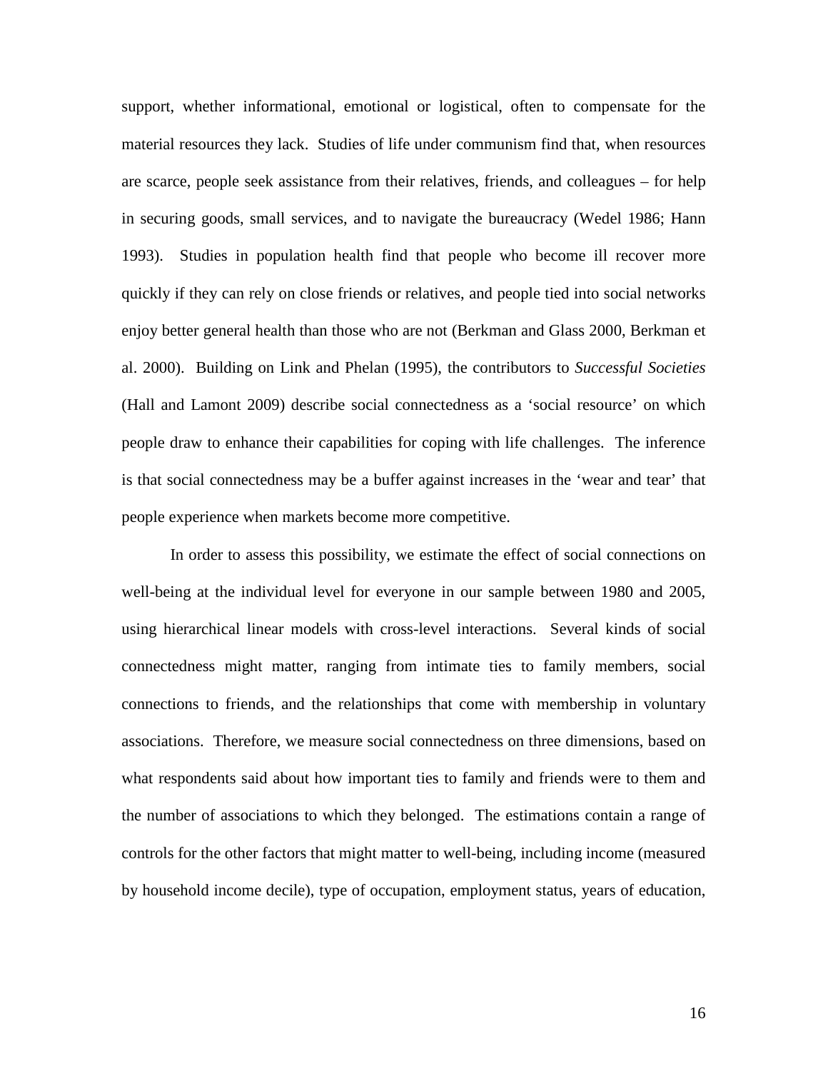support, whether informational, emotional or logistical, often to compensate for the material resources they lack. Studies of life under communism find that, when resources are scarce, people seek assistance from their relatives, friends, and colleagues – for help in securing goods, small services, and to navigate the bureaucracy (Wedel 1986; Hann 1993). Studies in population health find that people who become ill recover more quickly if they can rely on close friends or relatives, and people tied into social networks enjoy better general health than those who are not (Berkman and Glass 2000, Berkman et al. 2000). Building on Link and Phelan (1995), the contributors to *Successful Societies* (Hall and Lamont 2009) describe social connectedness as a 'social resource' on which people draw to enhance their capabilities for coping with life challenges. The inference is that social connectedness may be a buffer against increases in the 'wear and tear' that people experience when markets become more competitive.

In order to assess this possibility, we estimate the effect of social connections on well-being at the individual level for everyone in our sample between 1980 and 2005, using hierarchical linear models with cross-level interactions. Several kinds of social connectedness might matter, ranging from intimate ties to family members, social connections to friends, and the relationships that come with membership in voluntary associations. Therefore, we measure social connectedness on three dimensions, based on what respondents said about how important ties to family and friends were to them and the number of associations to which they belonged. The estimations contain a range of controls for the other factors that might matter to well-being, including income (measured by household income decile), type of occupation, employment status, years of education,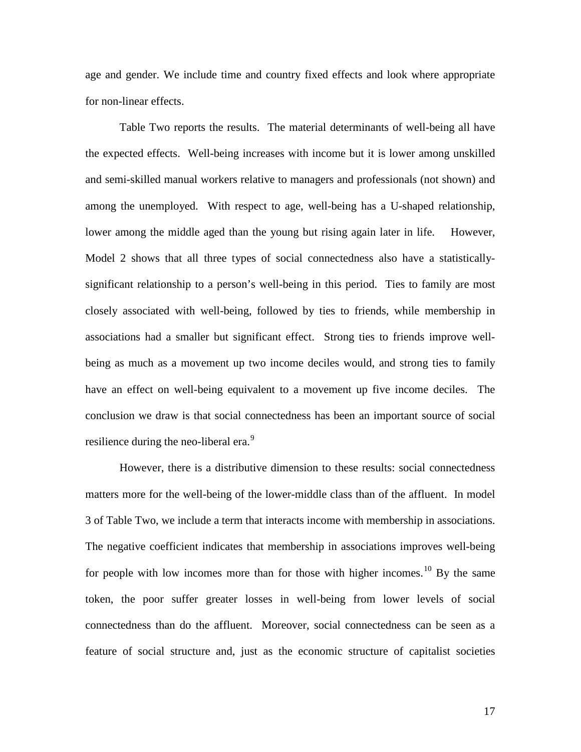age and gender. We include time and country fixed effects and look where appropriate for non-linear effects.

Table Two reports the results. The material determinants of well-being all have the expected effects. Well-being increases with income but it is lower among unskilled and semi-skilled manual workers relative to managers and professionals (not shown) and among the unemployed. With respect to age, well-being has a U-shaped relationship, lower among the middle aged than the young but rising again later in life. However, Model 2 shows that all three types of social connectedness also have a statistically-significant relationship to a person's well-being in this period. Ties to family are most closely associated with well-being, followed by ties to friends, while membership in associations had a smaller but significant effect. Strong ties to friends improve well-being as much as a movement up two income deciles would, and strong ties to family have an effect on well-being equivalent to a movement up five income deciles. The conclusion we draw is that social connectedness has been an important source of social resilience during the neo-liberal era.[9]

However, there is a distributive dimension to these results: social connectedness matters more for the well-being of the lower-middle class than of the affluent. In model 3 of Table Two, we include a term that interacts income with membership in associations. The negative coefficient indicates that membership in associations improves well-being for people with low incomes more than for those with higher incomes.[10] By the same token, the poor suffer greater losses in well-being from lower levels of social connectedness than do the affluent. Moreover, social connectedness can be seen as a feature of social structure and, just as the economic structure of capitalist societies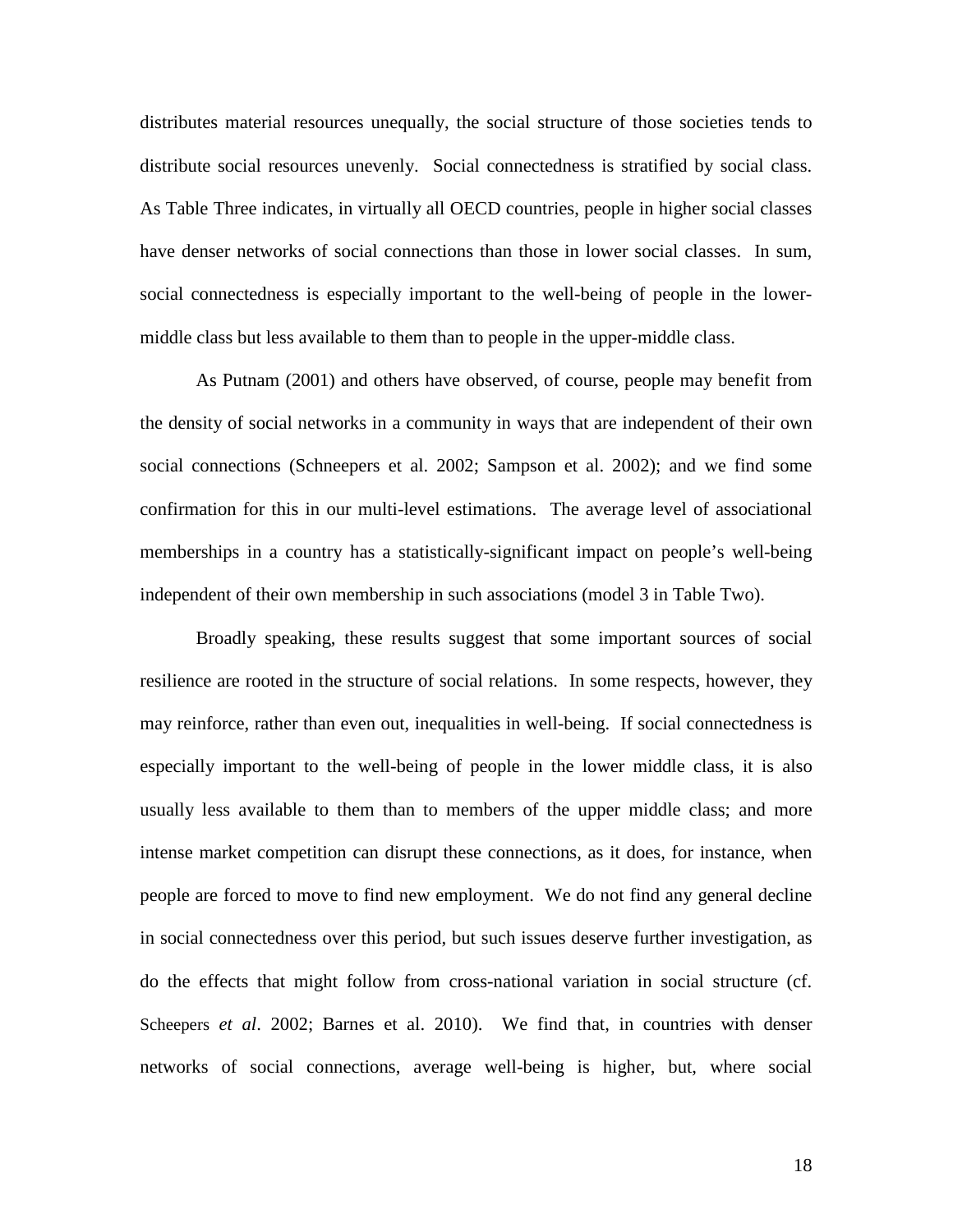distributes material resources unequally, the social structure of those societies tends to distribute social resources unevenly. Social connectedness is stratified by social class. As Table Three indicates, in virtually all OECD countries, people in higher social classes have denser networks of social connections than those in lower social classes. In sum, social connectedness is especially important to the well-being of people in the lower-middle class but less available to them than to people in the upper-middle class.

As Putnam (2001) and others have observed, of course, people may benefit from the density of social networks in a community in ways that are independent of their own social connections (Schneepers et al. 2002; Sampson et al. 2002); and we find some confirmation for this in our multi-level estimations. The average level of associational memberships in a country has a statistically-significant impact on people's well-being independent of their own membership in such associations (model 3 in Table Two).

Broadly speaking, these results suggest that some important sources of social resilience are rooted in the structure of social relations. In some respects, however, they may reinforce, rather than even out, inequalities in well-being. If social connectedness is especially important to the well-being of people in the lower middle class, it is also usually less available to them than to members of the upper middle class; and more intense market competition can disrupt these connections, as it does, for instance, when people are forced to move to find new employment. We do not find any general decline in social connectedness over this period, but such issues deserve further investigation, as do the effects that might follow from cross-national variation in social structure (cf. Scheepers *et al*. 2002; Barnes et al. 2010). We find that, in countries with denser networks of social connections, average well-being is higher, but, where social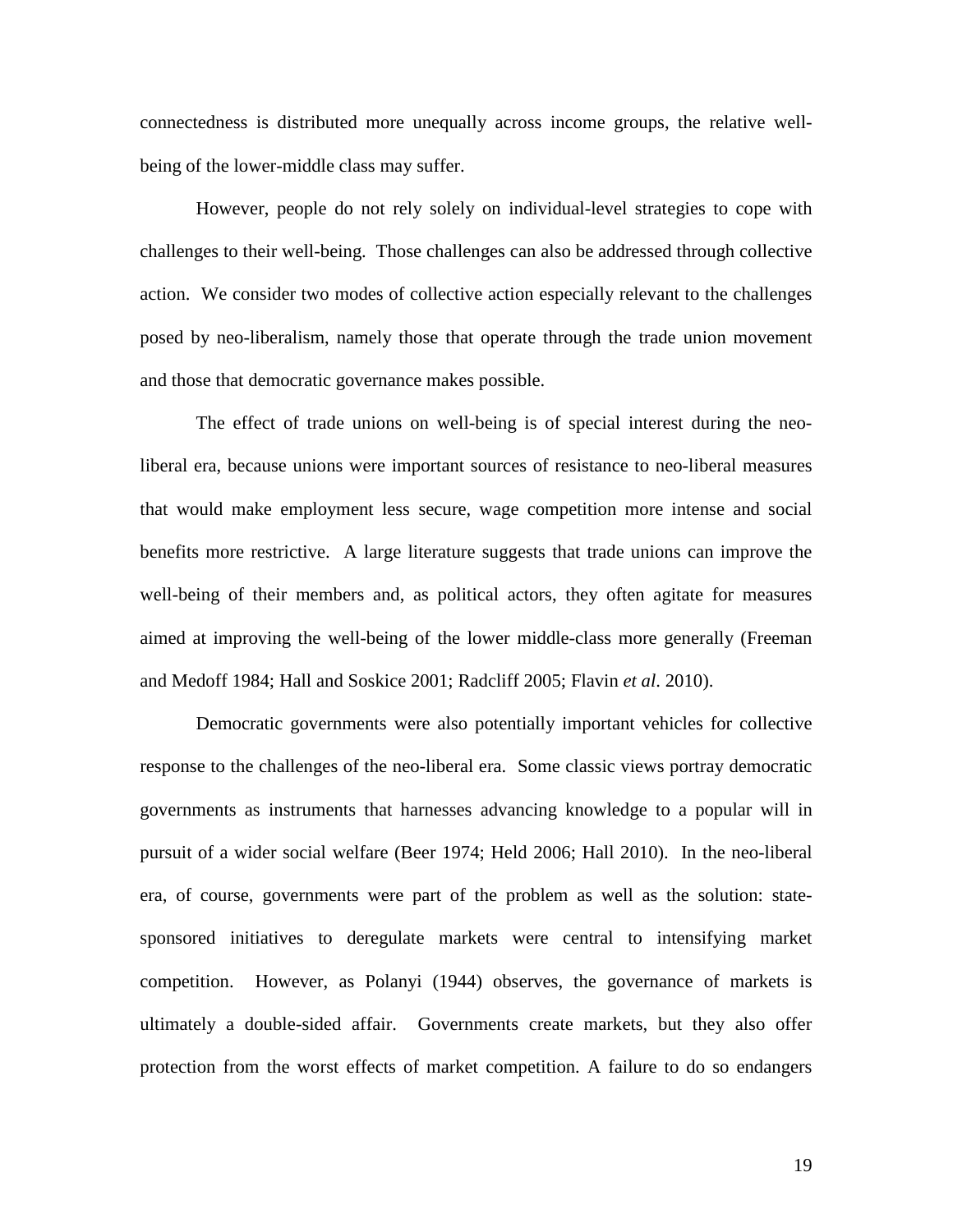connectedness is distributed more unequally across income groups, the relative well-being of the lower-middle class may suffer.

However, people do not rely solely on individual-level strategies to cope with challenges to their well-being. Those challenges can also be addressed through collective action. We consider two modes of collective action especially relevant to the challenges posed by neo-liberalism, namely those that operate through the trade union movement and those that democratic governance makes possible.

The effect of trade unions on well-being is of special interest during the neo-liberal era, because unions were important sources of resistance to neo-liberal measures that would make employment less secure, wage competition more intense and social benefits more restrictive. A large literature suggests that trade unions can improve the well-being of their members and, as political actors, they often agitate for measures aimed at improving the well-being of the lower middle-class more generally (Freeman and Medoff 1984; Hall and Soskice 2001; Radcliff 2005; Flavin *et al*. 2010).

Democratic governments were also potentially important vehicles for collective response to the challenges of the neo-liberal era. Some classic views portray democratic governments as instruments that harnesses advancing knowledge to a popular will in pursuit of a wider social welfare (Beer 1974; Held 2006; Hall 2010). In the neo-liberal era, of course, governments were part of the problem as well as the solution: state-sponsored initiatives to deregulate markets were central to intensifying market competition. However, as Polanyi (1944) observes, the governance of markets is ultimately a double-sided affair. Governments create markets, but they also offer protection from the worst effects of market competition. A failure to do so endangers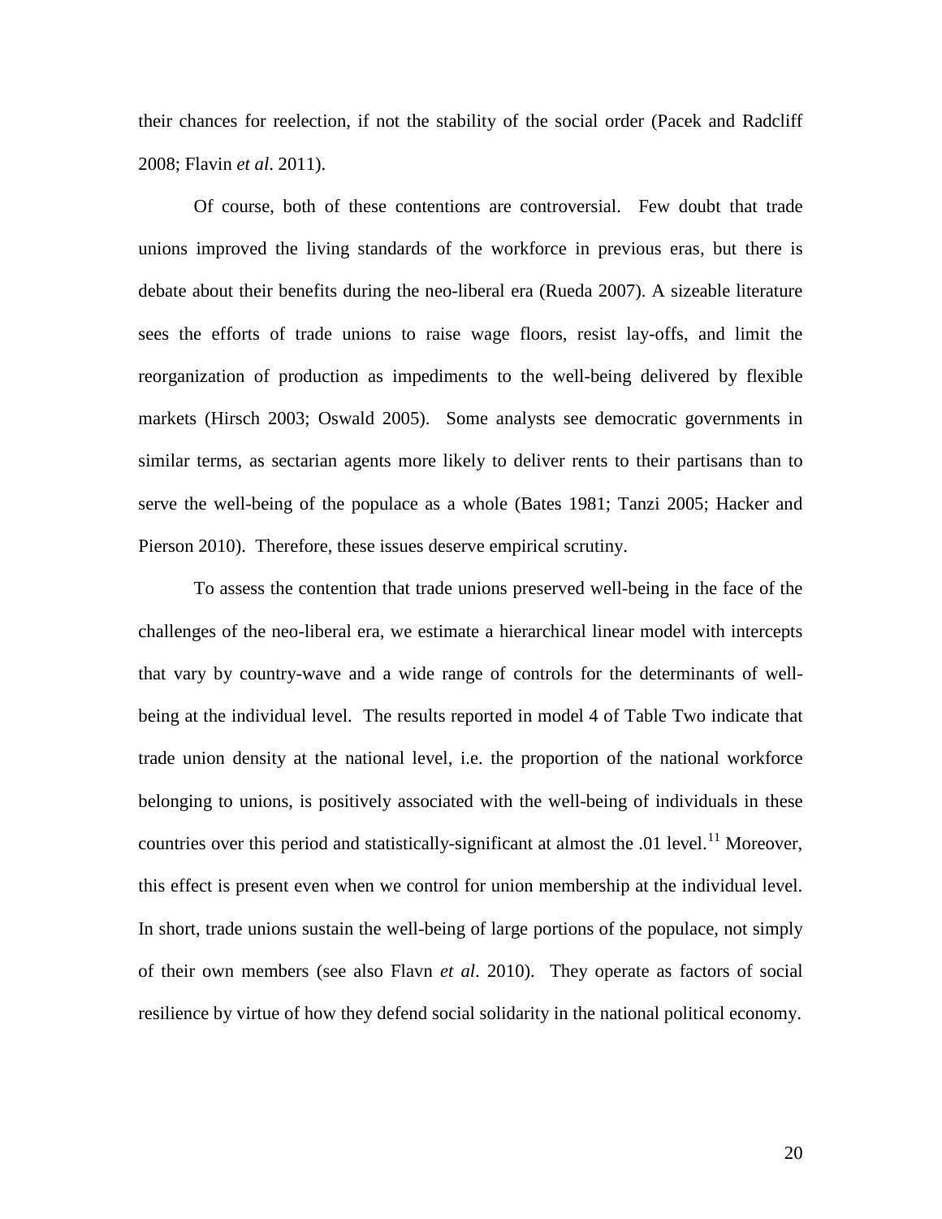their chances for reelection, if not the stability of the social order (Pacek and Radcliff 2008; Flavin *et al*. 2011).

Of course, both of these contentions are controversial. Few doubt that trade unions improved the living standards of the workforce in previous eras, but there is debate about their benefits during the neo-liberal era (Rueda 2007). A sizeable literature sees the efforts of trade unions to raise wage floors, resist lay-offs, and limit the reorganization of production as impediments to the well-being delivered by flexible markets (Hirsch 2003; Oswald 2005). Some analysts see democratic governments in similar terms, as sectarian agents more likely to deliver rents to their partisans than to serve the well-being of the populace as a whole (Bates 1981; Tanzi 2005; Hacker and Pierson 2010). Therefore, these issues deserve empirical scrutiny.

To assess the contention that trade unions preserved well-being in the face of the challenges of the neo-liberal era, we estimate a hierarchical linear model with intercepts that vary by country-wave and a wide range of controls for the determinants of well-being at the individual level. The results reported in model 4 of Table Two indicate that trade union density at the national level, i.e. the proportion of the national workforce belonging to unions, is positively associated with the well-being of individuals in these countries over this period and statistically-significant at almost the .01 level.[11] Moreover, this effect is present even when we control for union membership at the individual level. In short, trade unions sustain the well-being of large portions of the populace, not simply of their own members (see also Flavn *et al*. 2010). They operate as factors of social resilience by virtue of how they defend social solidarity in the national political economy.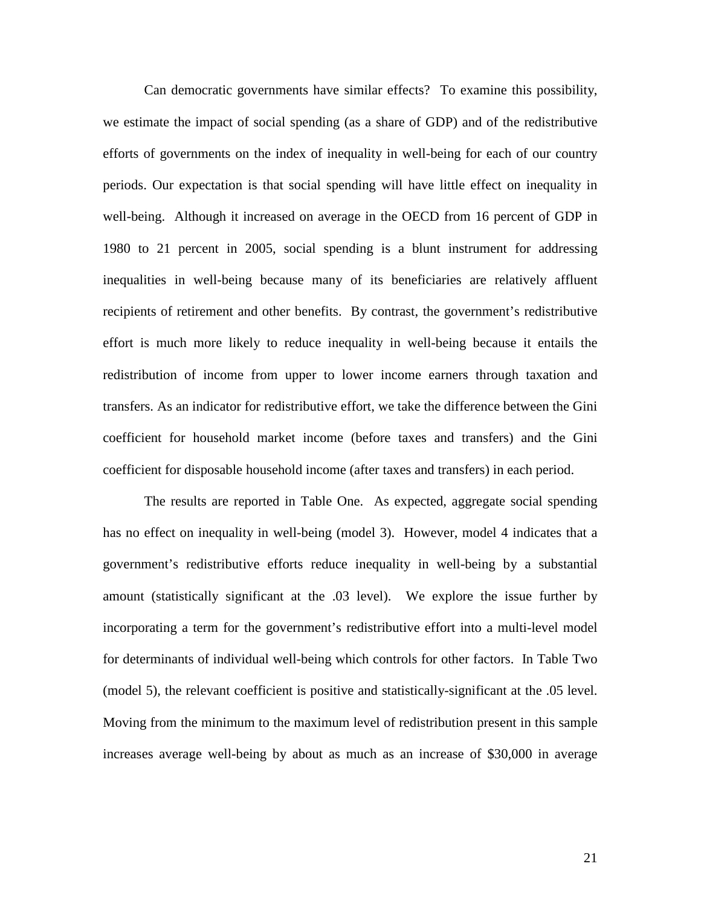Can democratic governments have similar effects? To examine this possibility, we estimate the impact of social spending (as a share of GDP) and of the redistributive efforts of governments on the index of inequality in well-being for each of our country periods. Our expectation is that social spending will have little effect on inequality in well-being. Although it increased on average in the OECD from 16 percent of GDP in 1980 to 21 percent in 2005, social spending is a blunt instrument for addressing inequalities in well-being because many of its beneficiaries are relatively affluent recipients of retirement and other benefits. By contrast, the government's redistributive effort is much more likely to reduce inequality in well-being because it entails the redistribution of income from upper to lower income earners through taxation and transfers. As an indicator for redistributive effort, we take the difference between the Gini coefficient for household market income (before taxes and transfers) and the Gini coefficient for disposable household income (after taxes and transfers) in each period.

The results are reported in Table One. As expected, aggregate social spending has no effect on inequality in well-being (model 3). However, model 4 indicates that a government's redistributive efforts reduce inequality in well-being by a substantial amount (statistically significant at the .03 level). We explore the issue further by incorporating a term for the government's redistributive effort into a multi-level model for determinants of individual well-being which controls for other factors. In Table Two (model 5), the relevant coefficient is positive and statistically-significant at the .05 level. Moving from the minimum to the maximum level of redistribution present in this sample increases average well-being by about as much as an increase of $30,000 in average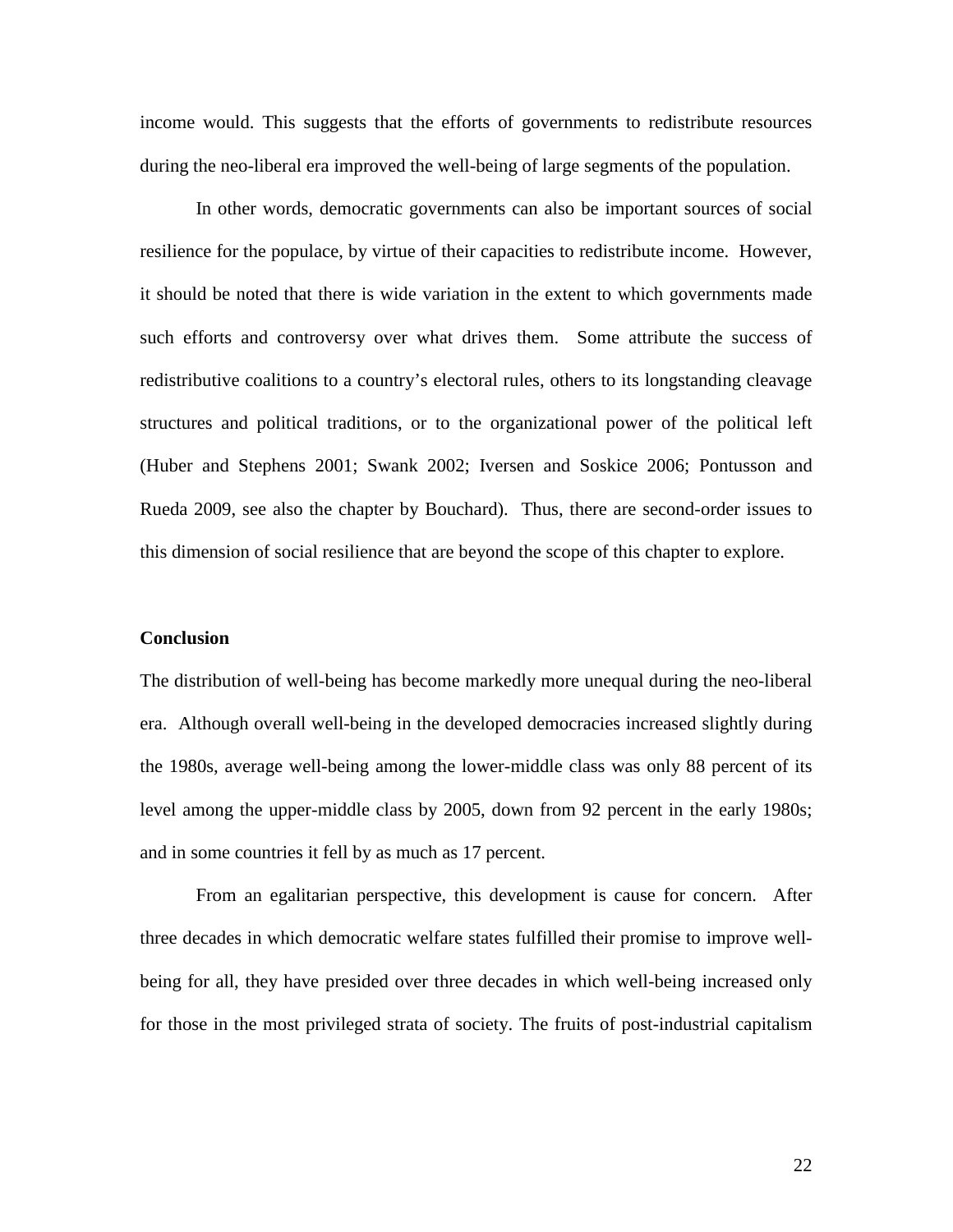income would. This suggests that the efforts of governments to redistribute resources during the neo-liberal era improved the well-being of large segments of the population.

In other words, democratic governments can also be important sources of social resilience for the populace, by virtue of their capacities to redistribute income. However, it should be noted that there is wide variation in the extent to which governments made such efforts and controversy over what drives them. Some attribute the success of redistributive coalitions to a country's electoral rules, others to its longstanding cleavage structures and political traditions, or to the organizational power of the political left (Huber and Stephens 2001; Swank 2002; Iversen and Soskice 2006; Pontusson and Rueda 2009, see also the chapter by Bouchard). Thus, there are second-order issues to this dimension of social resilience that are beyond the scope of this chapter to explore.

**Conclusion**

The distribution of well-being has become markedly more unequal during the neo-liberal era. Although overall well-being in the developed democracies increased slightly during the 1980s, average well-being among the lower-middle class was only 88 percent of its level among the upper-middle class by 2005, down from 92 percent in the early 1980s; and in some countries it fell by as much as 17 percent.

From an egalitarian perspective, this development is cause for concern. After three decades in which democratic welfare states fulfilled their promise to improve well-being for all, they have presided over three decades in which well-being increased only for those in the most privileged strata of society. The fruits of post-industrial capitalism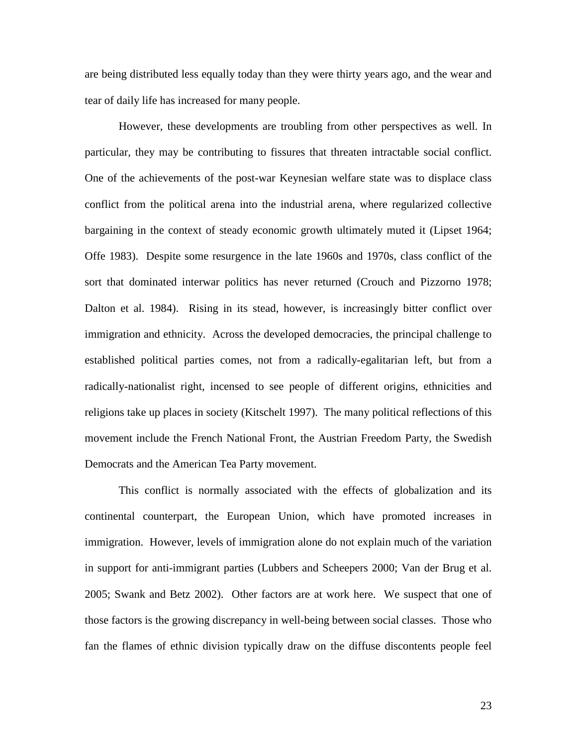are being distributed less equally today than they were thirty years ago, and the wear and tear of daily life has increased for many people.

However, these developments are troubling from other perspectives as well. In particular, they may be contributing to fissures that threaten intractable social conflict. One of the achievements of the post-war Keynesian welfare state was to displace class conflict from the political arena into the industrial arena, where regularized collective bargaining in the context of steady economic growth ultimately muted it (Lipset 1964; Offe 1983). Despite some resurgence in the late 1960s and 1970s, class conflict of the sort that dominated interwar politics has never returned (Crouch and Pizzorno 1978; Dalton et al. 1984). Rising in its stead, however, is increasingly bitter conflict over immigration and ethnicity. Across the developed democracies, the principal challenge to established political parties comes, not from a radically-egalitarian left, but from a radically-nationalist right, incensed to see people of different origins, ethnicities and religions take up places in society (Kitschelt 1997). The many political reflections of this movement include the French National Front, the Austrian Freedom Party, the Swedish Democrats and the American Tea Party movement.

This conflict is normally associated with the effects of globalization and its continental counterpart, the European Union, which have promoted increases in immigration. However, levels of immigration alone do not explain much of the variation in support for anti-immigrant parties (Lubbers and Scheepers 2000; Van der Brug et al. 2005; Swank and Betz 2002). Other factors are at work here. We suspect that one of those factors is the growing discrepancy in well-being between social classes. Those who fan the flames of ethnic division typically draw on the diffuse discontents people feel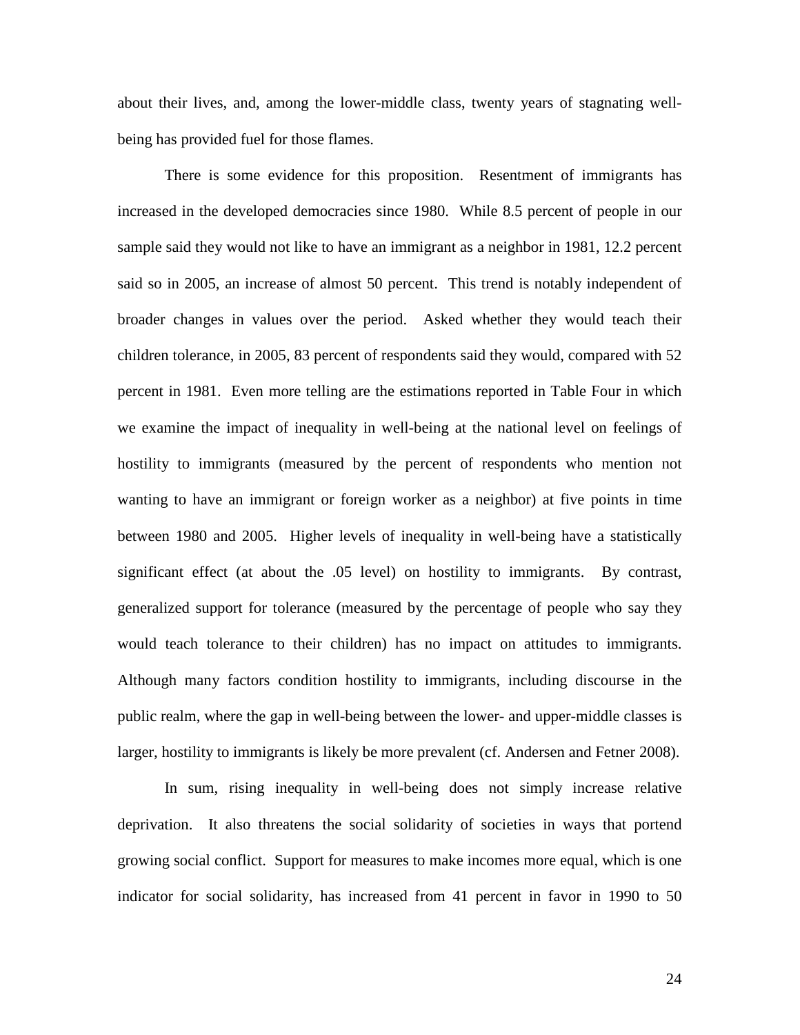about their lives, and, among the lower-middle class, twenty years of stagnating well-being has provided fuel for those flames.

There is some evidence for this proposition. Resentment of immigrants has increased in the developed democracies since 1980. While 8.5 percent of people in our sample said they would not like to have an immigrant as a neighbor in 1981, 12.2 percent said so in 2005, an increase of almost 50 percent. This trend is notably independent of broader changes in values over the period. Asked whether they would teach their children tolerance, in 2005, 83 percent of respondents said they would, compared with 52 percent in 1981. Even more telling are the estimations reported in Table Four in which we examine the impact of inequality in well-being at the national level on feelings of hostility to immigrants (measured by the percent of respondents who mention not wanting to have an immigrant or foreign worker as a neighbor) at five points in time between 1980 and 2005. Higher levels of inequality in well-being have a statistically significant effect (at about the .05 level) on hostility to immigrants. By contrast, generalized support for tolerance (measured by the percentage of people who say they would teach tolerance to their children) has no impact on attitudes to immigrants. Although many factors condition hostility to immigrants, including discourse in the public realm, where the gap in well-being between the lower- and upper-middle classes is larger, hostility to immigrants is likely be more prevalent (cf. Andersen and Fetner 2008).

In sum, rising inequality in well-being does not simply increase relative deprivation. It also threatens the social solidarity of societies in ways that portend growing social conflict. Support for measures to make incomes more equal, which is one indicator for social solidarity, has increased from 41 percent in favor in 1990 to 50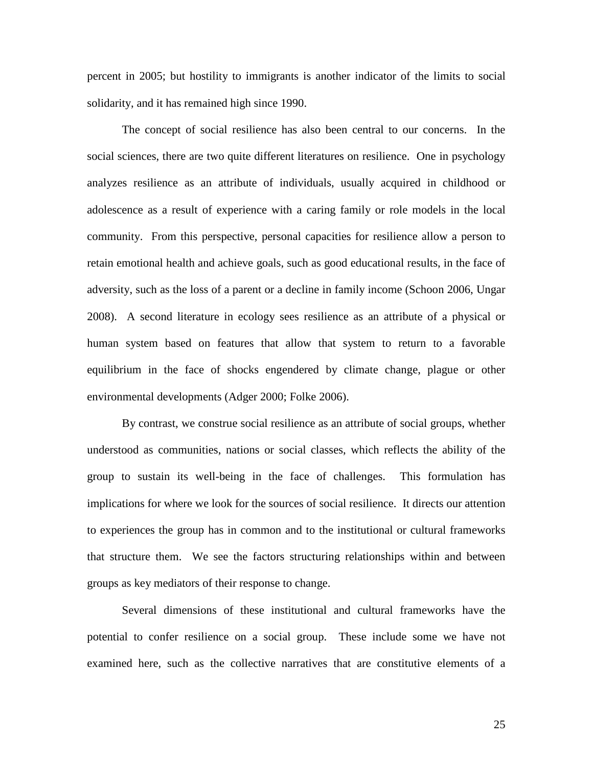percent in 2005; but hostility to immigrants is another indicator of the limits to social solidarity, and it has remained high since 1990.

The concept of social resilience has also been central to our concerns. In the social sciences, there are two quite different literatures on resilience. One in psychology analyzes resilience as an attribute of individuals, usually acquired in childhood or adolescence as a result of experience with a caring family or role models in the local community. From this perspective, personal capacities for resilience allow a person to retain emotional health and achieve goals, such as good educational results, in the face of adversity, such as the loss of a parent or a decline in family income (Schoon 2006, Ungar 2008). A second literature in ecology sees resilience as an attribute of a physical or human system based on features that allow that system to return to a favorable equilibrium in the face of shocks engendered by climate change, plague or other environmental developments (Adger 2000; Folke 2006).

By contrast, we construe social resilience as an attribute of social groups, whether understood as communities, nations or social classes, which reflects the ability of the group to sustain its well-being in the face of challenges. This formulation has implications for where we look for the sources of social resilience. It directs our attention to experiences the group has in common and to the institutional or cultural frameworks that structure them. We see the factors structuring relationships within and between groups as key mediators of their response to change.

Several dimensions of these institutional and cultural frameworks have the potential to confer resilience on a social group. These include some we have not examined here, such as the collective narratives that are constitutive elements of a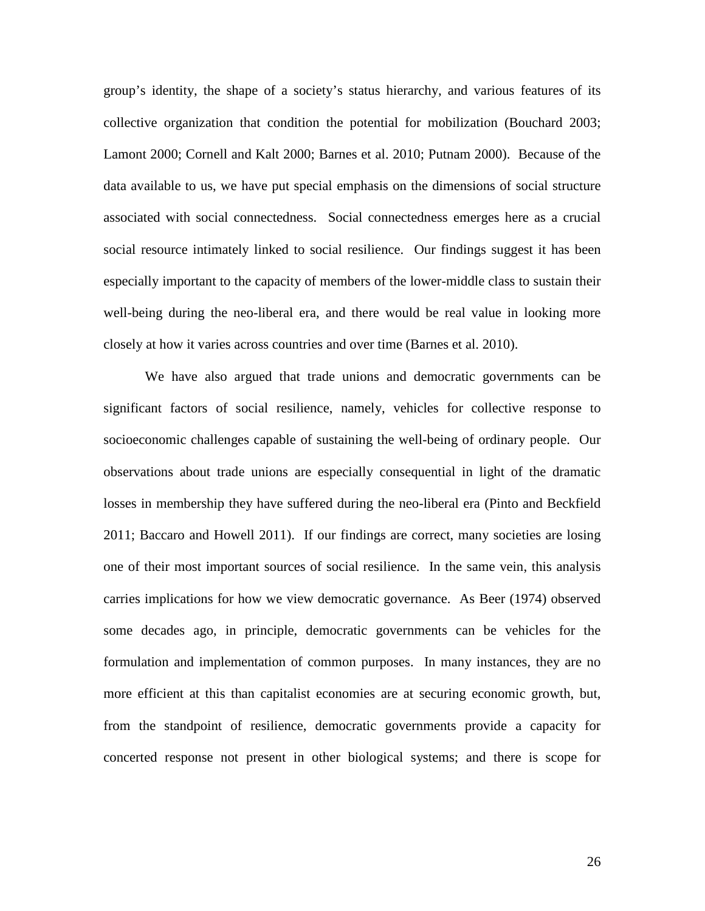group's identity, the shape of a society's status hierarchy, and various features of its collective organization that condition the potential for mobilization (Bouchard 2003; Lamont 2000; Cornell and Kalt 2000; Barnes et al. 2010; Putnam 2000). Because of the data available to us, we have put special emphasis on the dimensions of social structure associated with social connectedness. Social connectedness emerges here as a crucial social resource intimately linked to social resilience. Our findings suggest it has been especially important to the capacity of members of the lower-middle class to sustain their well-being during the neo-liberal era, and there would be real value in looking more closely at how it varies across countries and over time (Barnes et al. 2010).

We have also argued that trade unions and democratic governments can be significant factors of social resilience, namely, vehicles for collective response to socioeconomic challenges capable of sustaining the well-being of ordinary people. Our observations about trade unions are especially consequential in light of the dramatic losses in membership they have suffered during the neo-liberal era (Pinto and Beckfield 2011; Baccaro and Howell 2011). If our findings are correct, many societies are losing one of their most important sources of social resilience. In the same vein, this analysis carries implications for how we view democratic governance. As Beer (1974) observed some decades ago, in principle, democratic governments can be vehicles for the formulation and implementation of common purposes. In many instances, they are no more efficient at this than capitalist economies are at securing economic growth, but, from the standpoint of resilience, democratic governments provide a capacity for concerted response not present in other biological systems; and there is scope for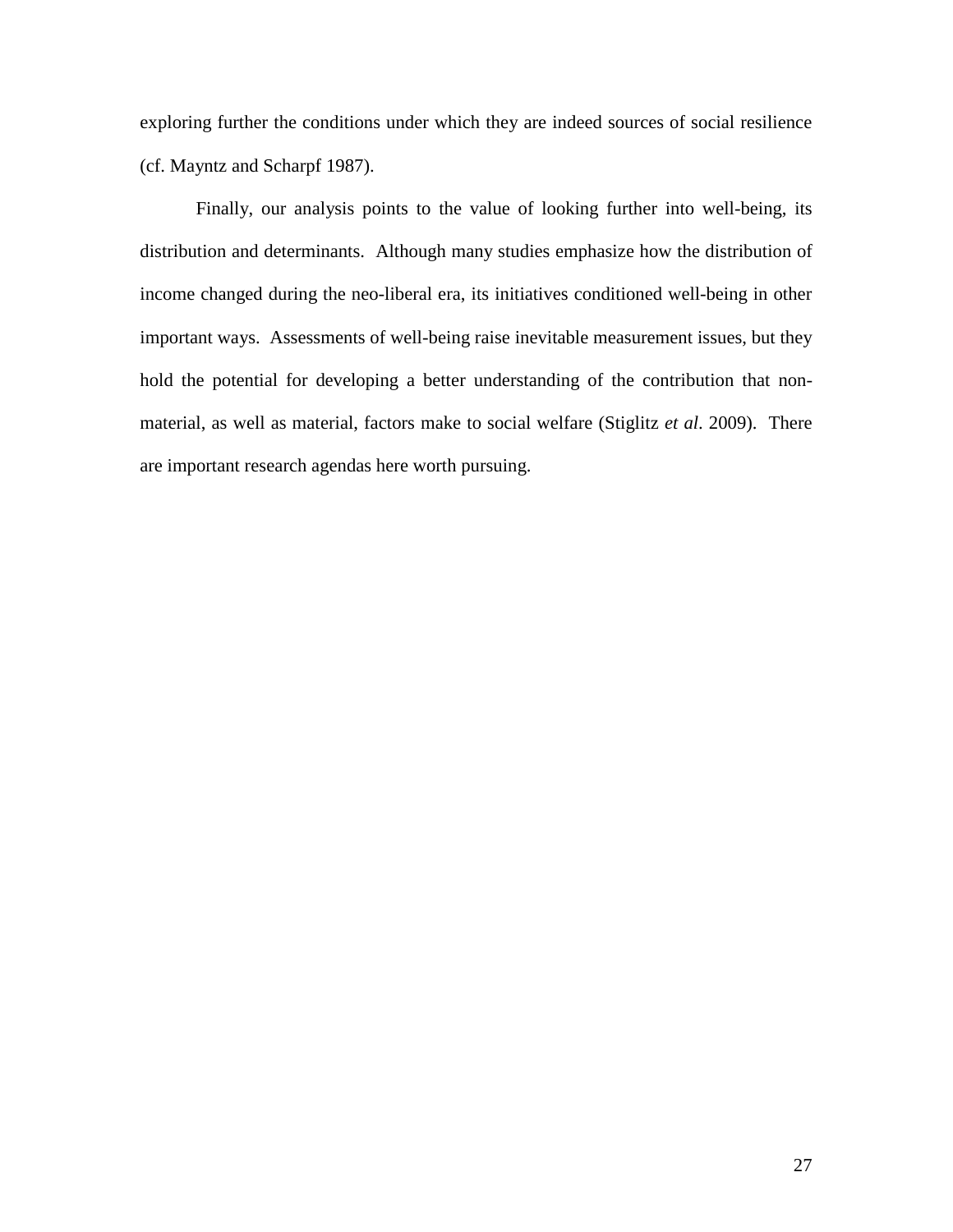exploring further the conditions under which they are indeed sources of social resilience (cf. Mayntz and Scharpf 1987).

Finally, our analysis points to the value of looking further into well-being, its distribution and determinants. Although many studies emphasize how the distribution of income changed during the neo-liberal era, its initiatives conditioned well-being in other important ways. Assessments of well-being raise inevitable measurement issues, but they hold the potential for developing a better understanding of the contribution that non-material, as well as material, factors make to social welfare (Stiglitz *et al*. 2009). There are important research agendas here worth pursuing.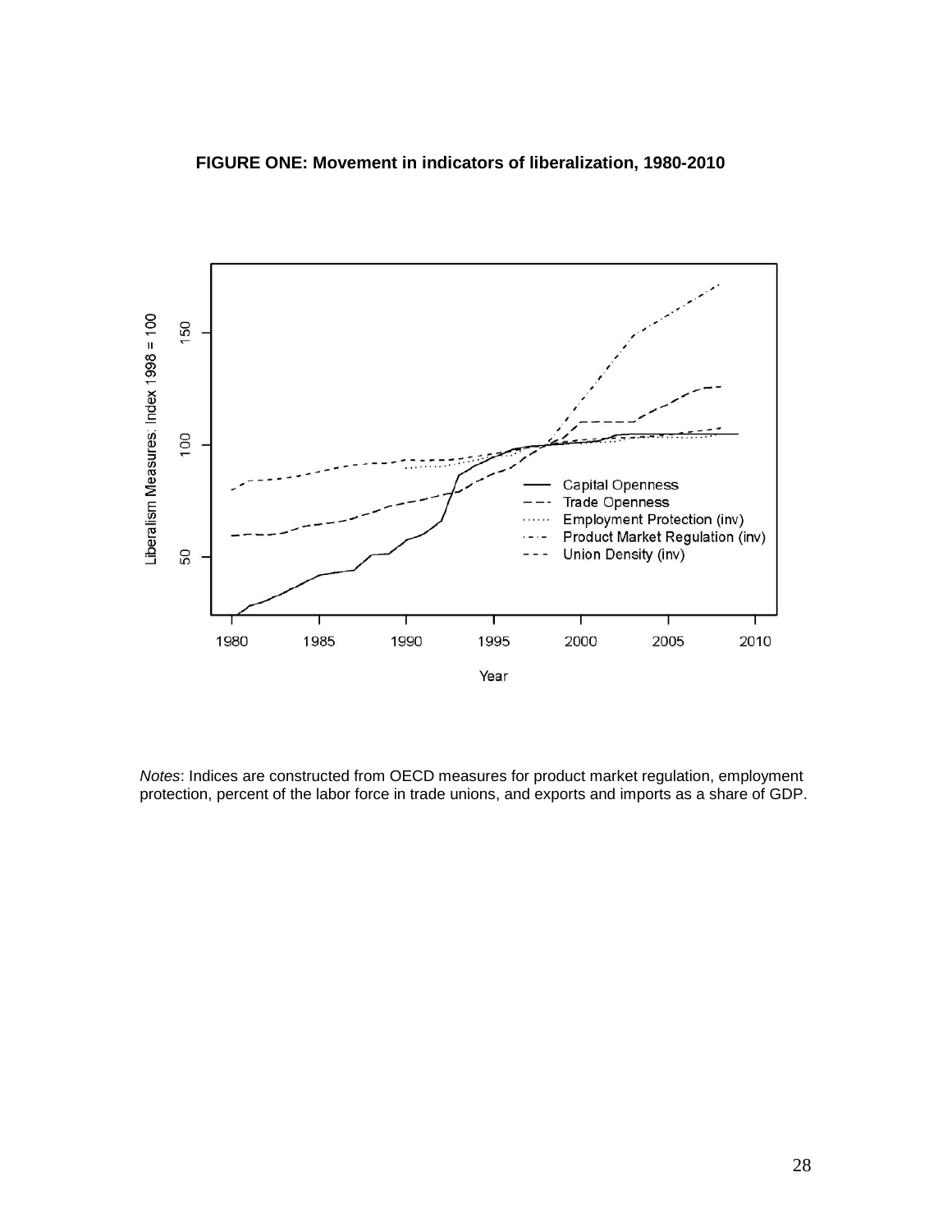**FIGURE ONE: Movement in indicators of liberalization, 1980-2010**

*Notes*: Indices are constructed from OECD measures for product market regulation, employment protection, percent of the labor force in trade unions, and exports and imports as a share of GDP.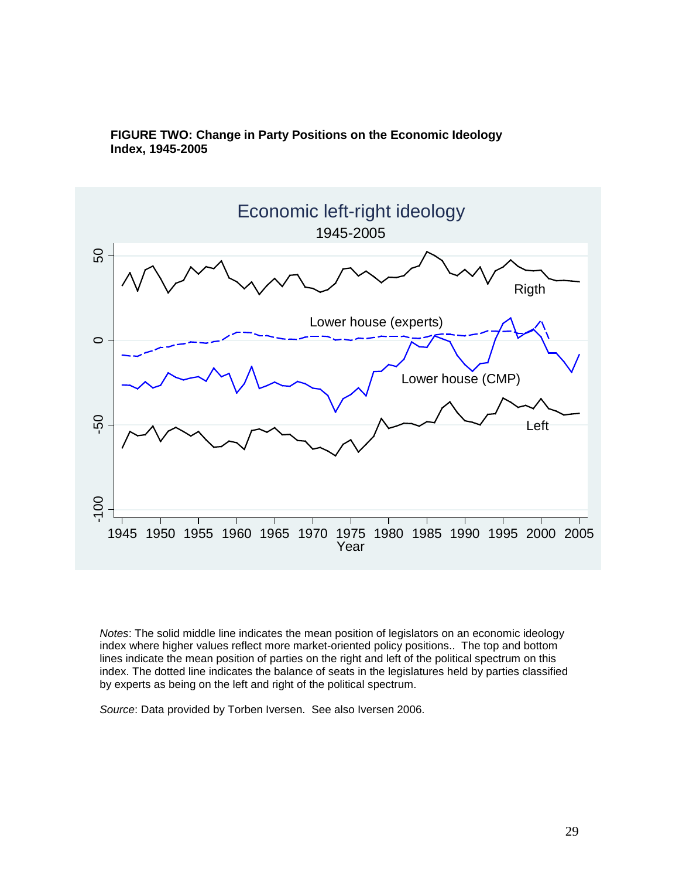**FIGURE TWO: Change in Party Positions on the Economic Ideology Index, 1945-2005**

*Notes*: The solid middle line indicates the mean position of legislators on an economic ideology index where higher values reflect more market-oriented policy positions.. The top and bottom lines indicate the mean position of parties on the right and left of the political spectrum on this index. The dotted line indicates the balance of seats in the legislatures held by parties classified by experts as being on the left and right of the political spectrum.

*Source*: Data provided by Torben Iversen. See also Iversen 2006.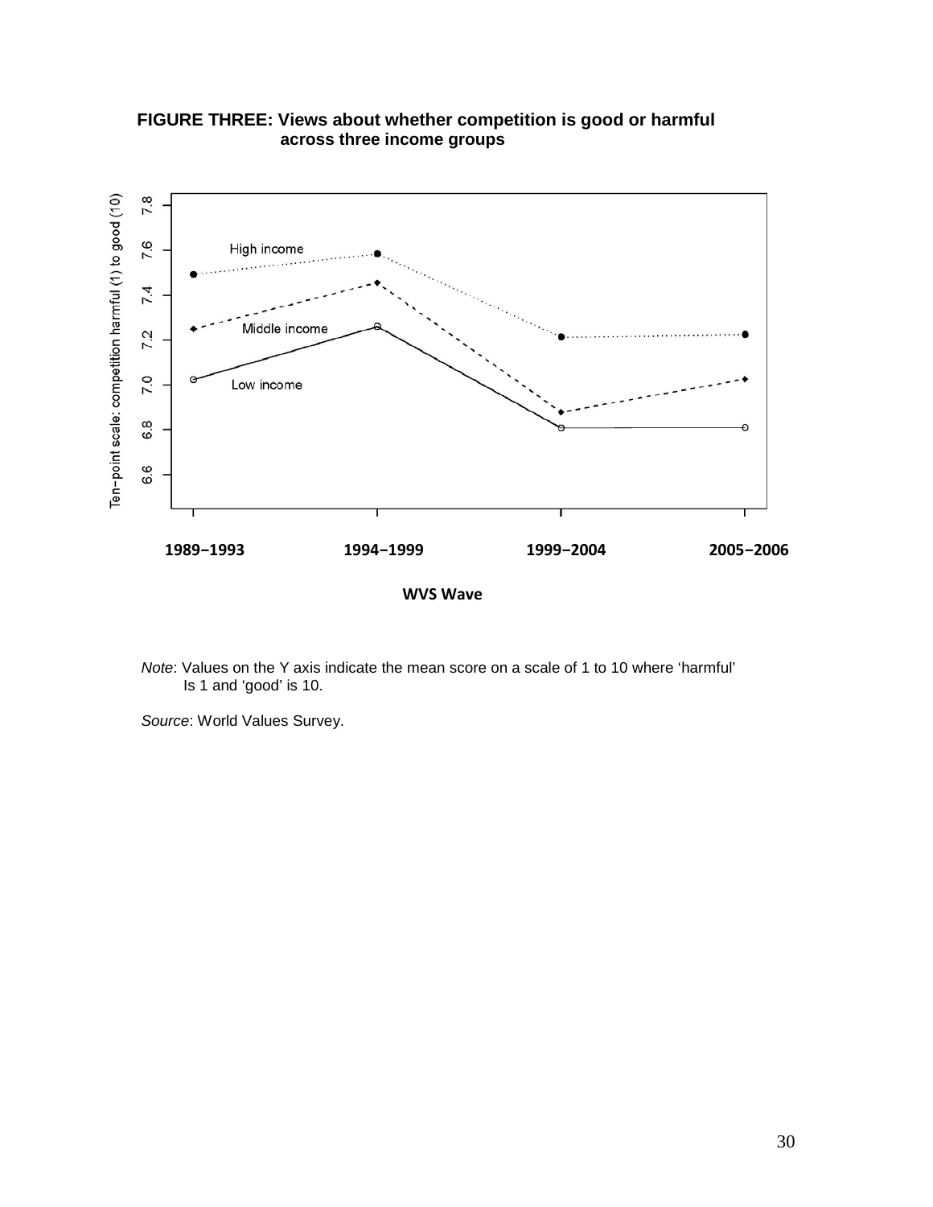**FIGURE THREE: Views about whether competition is good or harmful across three income groups**

*Note*: Values on the Y axis indicate the mean score on a scale of 1 to 10 where 'harmful' Is 1 and 'good' is 10.

*Source*: World Values Survey.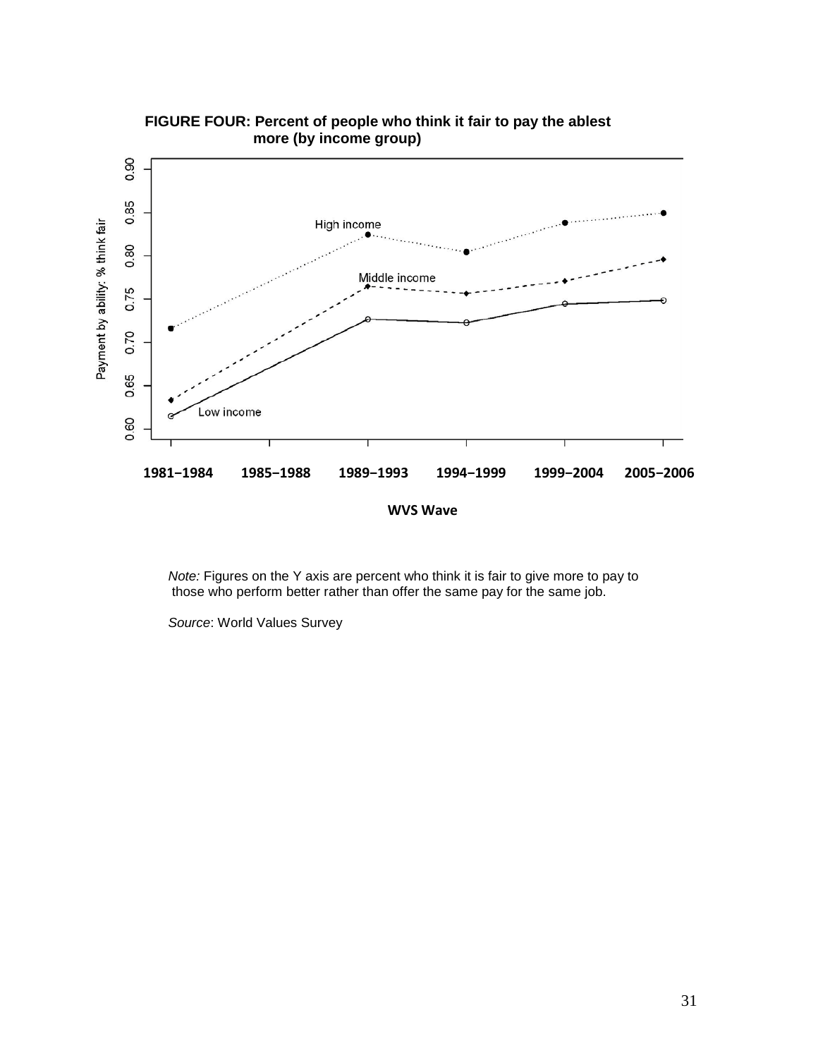**FIGURE FOUR: Percent of people who think it fair to pay the ablest more (by income group)**

*Note:* Figures on the Y axis are percent who think it is fair to give more to pay to those who perform better rather than offer the same pay for the same job.

*Source*: World Values Survey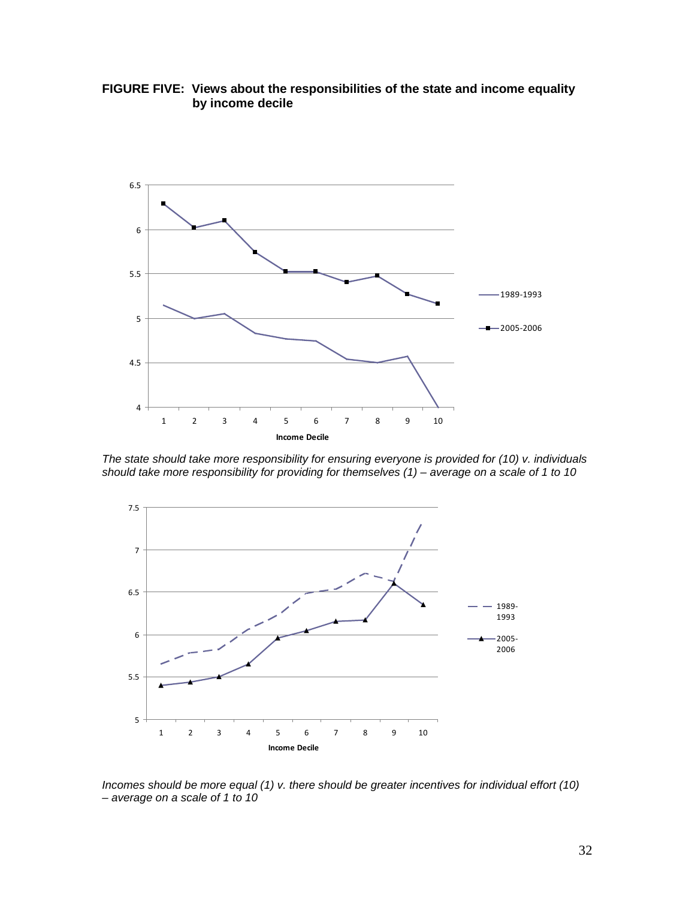**FIGURE FIVE: Views about the responsibilities of the state and income equality by income decile**

*The state should take more responsibility for ensuring everyone is provided for (10) v. individuals should take more responsibility for providing for themselves (1) – average on a scale of 1 to 10*

*Incomes should be more equal (1) v. there should be greater incentives for individual effort (10) – average on a scale of 1 to 10*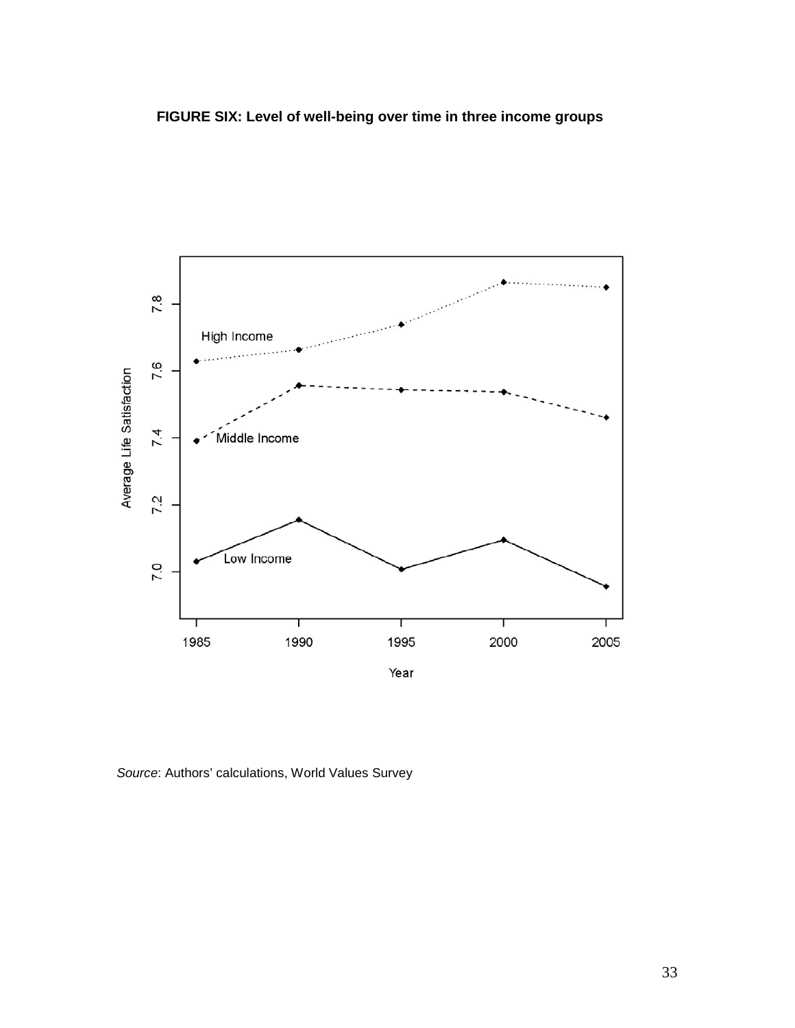**FIGURE SIX: Level of well-being over time in three income groups**

*Source*: Authors' calculations, World Values Survey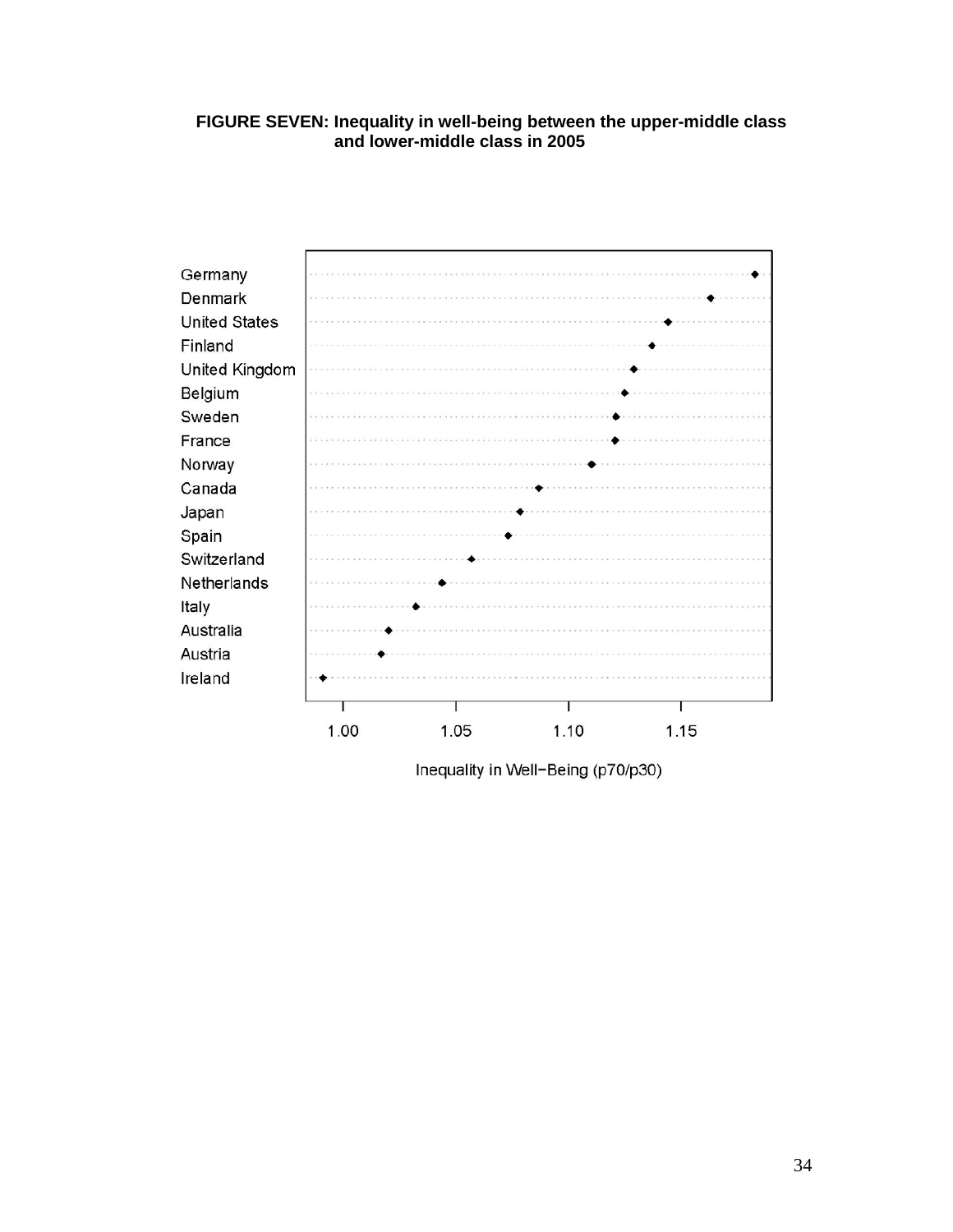**FIGURE SEVEN: Inequality in well-being between the upper-middle class and lower-middle class in 2005**

Germany
Denmark
United States
Finland
United Kingdom
Belgium
Sweden
France
Norway
Canada
Japan
Spain
Switzerland
Netherlands
Italy
Australia
Austria
Ireland

1.00 1.05 1.10 1.15

Inequality in Well−Being (p70/p30)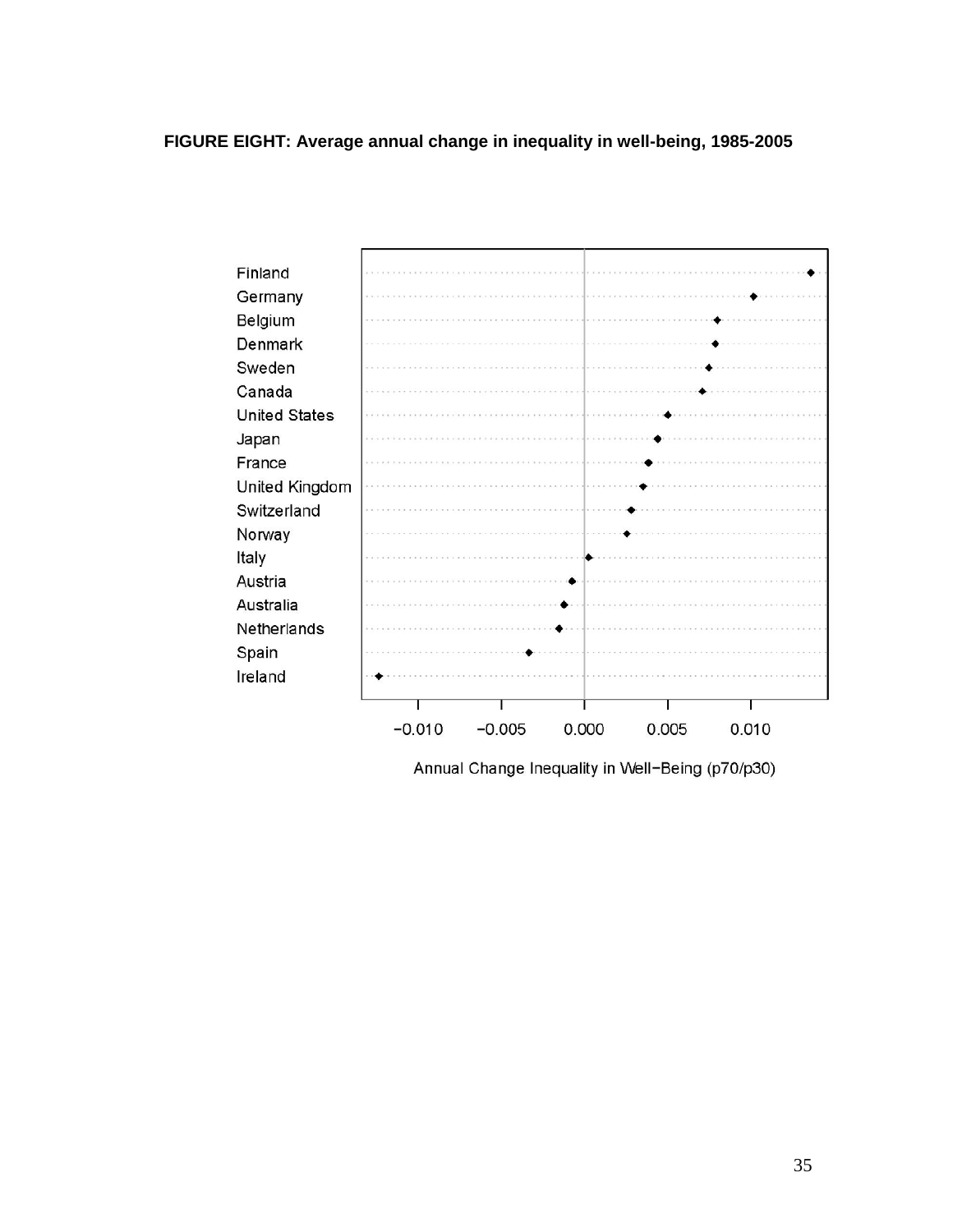**FIGURE EIGHT: Average annual change in inequality in well-being, 1985-2005**

Finland
Germany
Belgium
Denmark
Sweden
Canada
United States
Japan
France
United Kingdom
Switzerland
Norway
Italy
Austria
Australia
Netherlands
Spain
Ireland

−0.010 −0.005 0.000 0.005 0.010

Annual Change Inequality in Well−Being (p70/p30)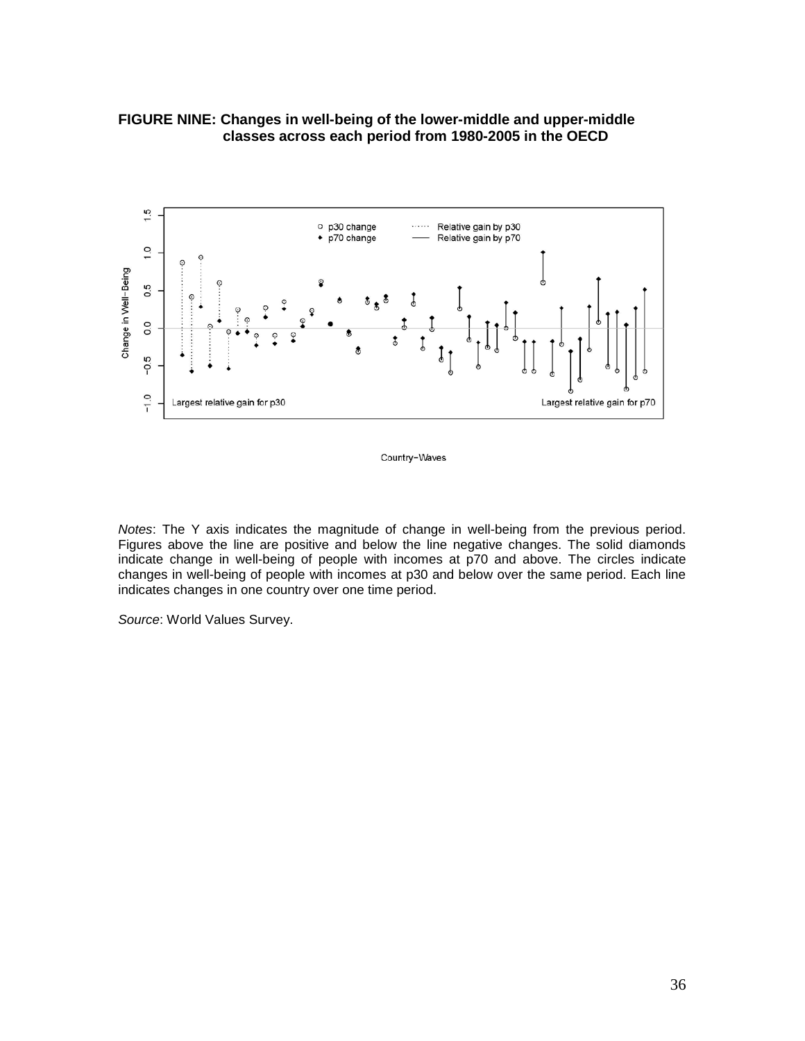**FIGURE NINE: Changes in well-being of the lower-middle and upper-middle classes across each period from 1980-2005 in the OECD**

*Notes*: The Y axis indicates the magnitude of change in well-being from the previous period. Figures above the line are positive and below the line negative changes. The solid diamonds indicate change in well-being of people with incomes at p70 and above. The circles indicate changes in well-being of people with incomes at p30 and below over the same period. Each line indicates changes in one country over one time period.

*Source*: World Values Survey.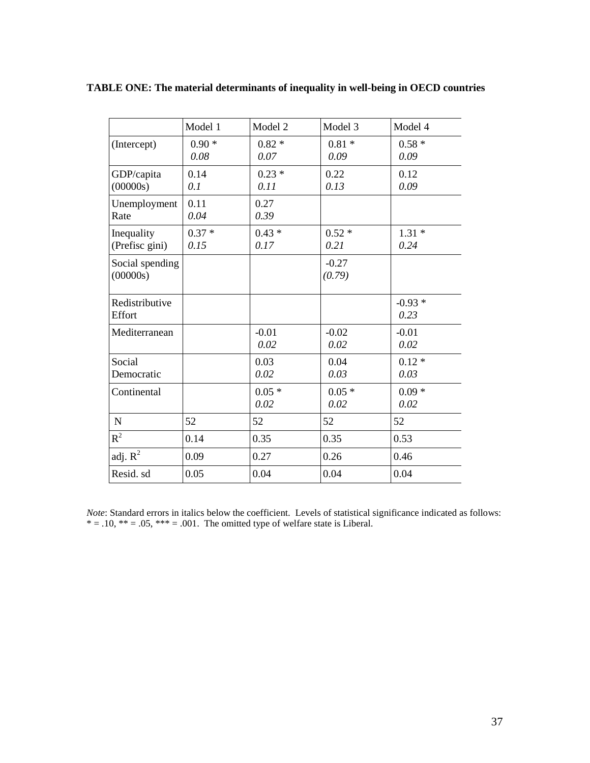**TABLE ONE: The material determinants of inequality in well-being in OECD countries**

| | Model 1 | Model 2 | Model 3 | Model 4 |
|---|---|---|---|---|
| (Intercept) | 0.90 * <br> *0.08* | 0.82 * <br> *0.07* | 0.81 * <br> *0.09* | 0.58 * <br> *0.09* |
| GDP/capita (00000s) | 0.14 <br> *0.1* | 0.23 * <br> *0.11* | 0.22 <br> *0.13* | 0.12 <br> *0.09* |
| Unemployment Rate | 0.11 <br> *0.04* | 0.27 <br> *0.39* | | |
| Inequality (Prefisc gini) | 0.37 * <br> *0.15* | 0.43 * <br> *0.17* | 0.52 * <br> *0.21* | 1.31 * <br> *0.24* |
| Social spending (00000s) | | | -0.27 <br> *(0.79)* | |
| Redistributive Effort | | | | -0.93 * <br> *0.23* |
| Mediterranean | | -0.01 <br> *0.02* | -0.02 <br> *0.02* | -0.01 <br> *0.02* |
| Social Democratic | | 0.03 <br> *0.02* | 0.04 <br> *0.03* | 0.12 * <br> *0.03* |
| Continental | | 0.05 * <br> *0.02* | 0.05 * <br> *0.02* | 0.09 * <br> *0.02* |
| N | 52 | 52 | 52 | 52 |
| $R^2$ | 0.14 | 0.35 | 0.35 | 0.53 |
| adj. $R^2$ | 0.09 | 0.27 | 0.26 | 0.46 |
| Resid. sd | 0.05 | 0.04 | 0.04 | 0.04 |

*Note*: Standard errors in italics below the coefficient. Levels of statistical significance indicated as follows: * = .10, ** = .05, *** = .001. The omitted type of welfare state is Liberal.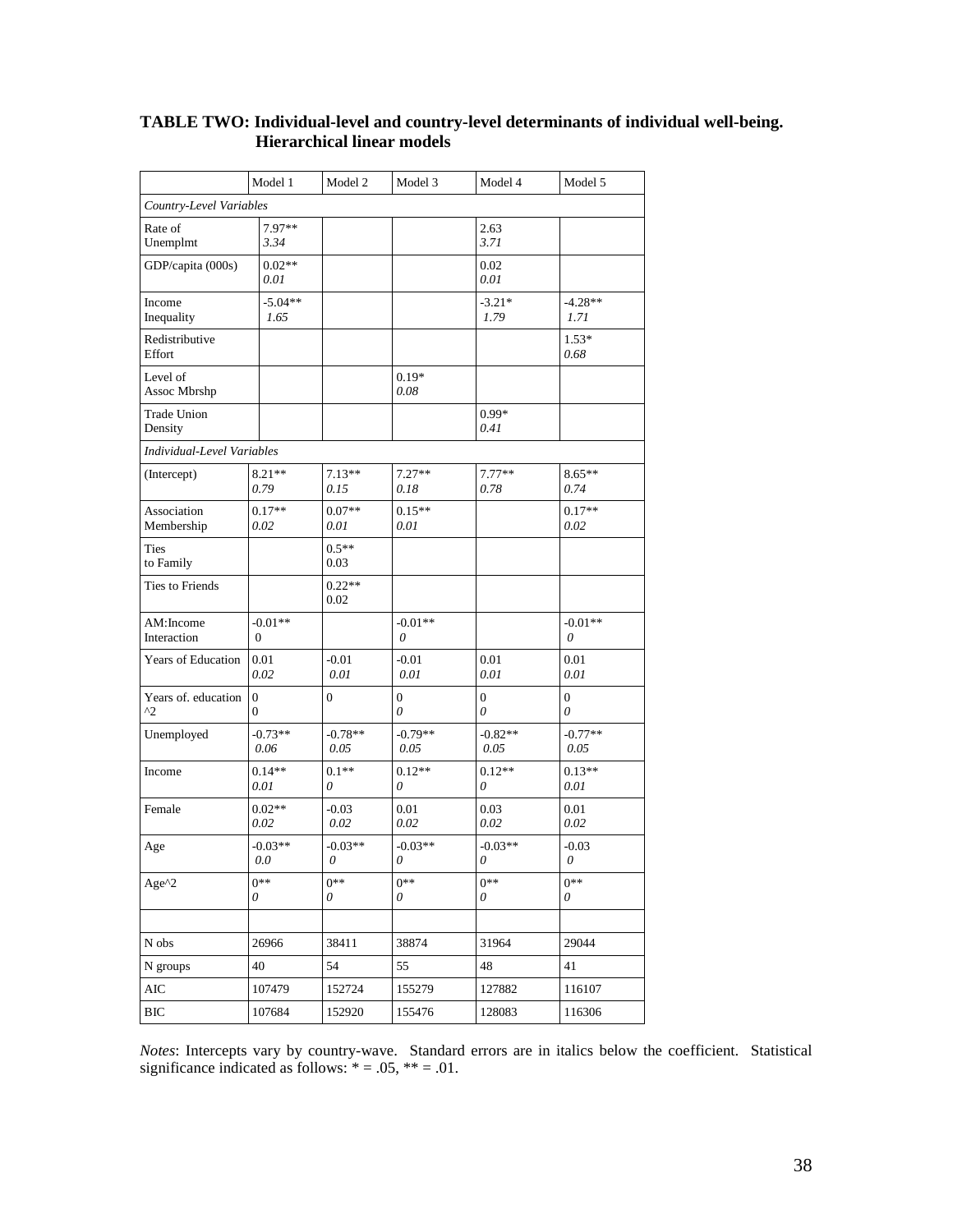**TABLE TWO: Individual-level and country-level determinants of individual well-being. Hierarchical linear models**

| | Model 1 | Model 2 | Model 3 | Model 4 | Model 5 |
|---|---|---|---|---|---|
| *Country-Level Variables* | | | | | |
| Rate of Unemplmt | 7.97** *3.34* | | | 2.63 *3.71* | |
| GDP/capita (000s) | 0.02** *0.01* | | | 0.02 *0.01* | |
| Income Inequality | -5.04** *1.65* | | | -3.21* *1.79* | -4.28** *1.71* |
| Redistributive Effort | | | | | 1.53* *0.68* |
| Level of Assoc Mbrshp | | | 0.19* *0.08* | | |
| Trade Union Density | | | | 0.99* *0.41* | |
| *Individual-Level Variables* | | | | | |
| (Intercept) | 8.21** *0.79* | 7.13** *0.15* | 7.27** *0.18* | 7.77** *0.78* | 8.65** *0.74* |
| Association Membership | 0.17** *0.02* | 0.07** *0.01* | 0.15** *0.01* | | 0.17** *0.02* |
| Ties to Family | | 0.5** 0.03 | | | |
| Ties to Friends | | 0.22** 0.02 | | | |
| AM:Income Interaction | -0.01** 0 | | -0.01** *0* | | -0.01** *0* |
| Years of Education | 0.01 *0.02* | -0.01 *0.01* | -0.01 *0.01* | 0.01 *0.01* | 0.01 *0.01* |
| Years of. education ^2 | 0 0 | 0 | 0 *0* | 0 *0* | 0 *0* |
| Unemployed | -0.73** *0.06* | -0.78** *0.05* | -0.79** *0.05* | -0.82** *0.05* | -0.77** *0.05* |
| Income | 0.14** *0.01* | 0.1** *0* | 0.12** *0* | 0.12** *0* | 0.13** *0.01* |
| Female | 0.02** *0.02* | -0.03 *0.02* | 0.01 *0.02* | 0.03 *0.02* | 0.01 *0.02* |
| Age | -0.03** *0.0* | -0.03** *0* | -0.03** *0* | -0.03** *0* | -0.03 *0* |
| Age^2 | 0** *0* | 0** *0* | 0** *0* | 0** *0* | 0** *0* |
| | | | | | |
| N obs | 26966 | 38411 | 38874 | 31964 | 29044 |
| N groups | 40 | 54 | 55 | 48 | 41 |
| AIC | 107479 | 152724 | 155279 | 127882 | 116107 |
| BIC | 107684 | 152920 | 155476 | 128083 | 116306 |

*Notes*: Intercepts vary by country-wave. Standard errors are in italics below the coefficient. Statistical significance indicated as follows: * = .05, ** = .01.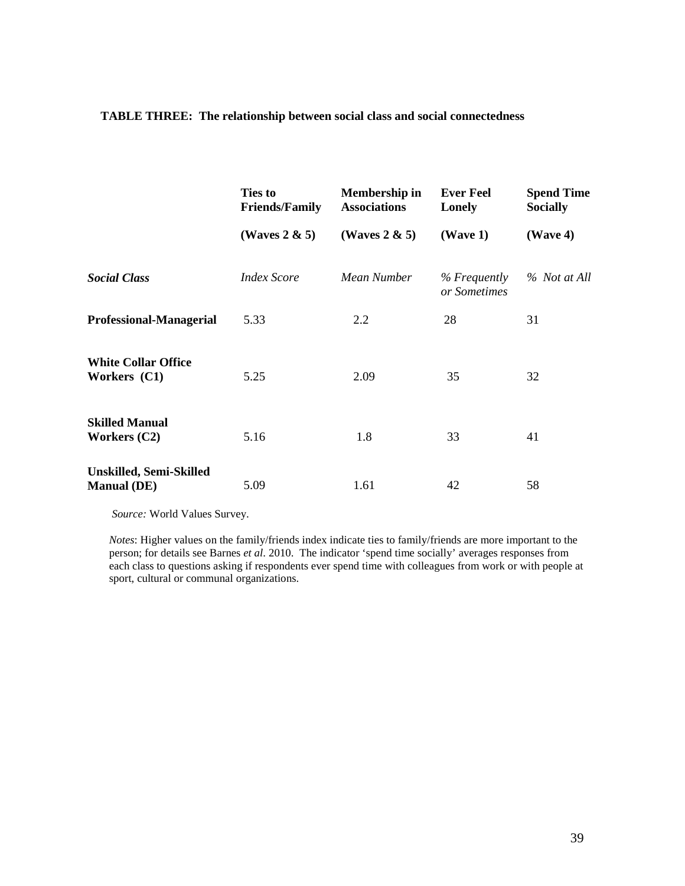**TABLE THREE: The relationship between social class and social connectedness**

| | **Ties to Friends/Family** | **Membership in Associations** | **Ever Feel Lonely** | **Spend Time Socially** |
|---|---|---|---|---|
| | **(Waves 2 & 5)** | **(Waves 2 & 5)** | **(Wave 1)** | **(Wave 4)** |
| ***Social Class*** | *Index Score* | *Mean Number* | *% Frequently or Sometimes* | *% Not at All* |
| **Professional-Managerial** | 5.33 | 2.2 | 28 | 31 |
| **White Collar Office Workers (C1)** | 5.25 | 2.09 | 35 | 32 |
| **Skilled Manual Workers (C2)** | 5.16 | 1.8 | 33 | 41 |
| **Unskilled, Semi-Skilled Manual (DE)** | 5.09 | 1.61 | 42 | 58 |

*Source:* World Values Survey.

*Notes*: Higher values on the family/friends index indicate ties to family/friends are more important to the person; for details see Barnes *et al*. 2010. The indicator 'spend time socially' averages responses from each class to questions asking if respondents ever spend time with colleagues from work or with people at sport, cultural or communal organizations.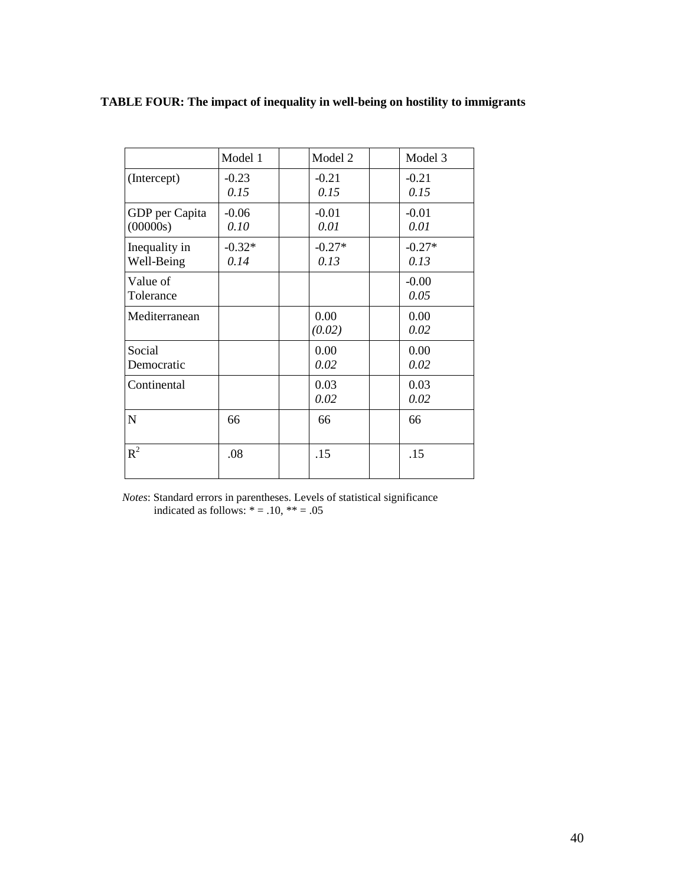**TABLE FOUR: The impact of inequality in well-being on hostility to immigrants**

| | Model 1 | | Model 2 | | Model 3 |
|---|---|---|---|---|---|
| (Intercept) | -0.23 *0.15* | | -0.21 *0.15* | | -0.21 *0.15* |
| GDP per Capita (00000s) | -0.06 *0.10* | | -0.01 *0.01* | | -0.01 *0.01* |
| Inequality in Well-Being | -0.32* *0.14* | | -0.27* *0.13* | | -0.27* *0.13* |
| Value of Tolerance | | | | | -0.00 *0.05* |
| Mediterranean | | | 0.00 *(0.02)* | | 0.00 *0.02* |
| Social Democratic | | | 0.00 *0.02* | | 0.00 *0.02* |
| Continental | | | 0.03 *0.02* | | 0.03 *0.02* |
| N | 66 | | 66 | | 66 |
| $R^2$ | .08 | | .15 | | .15 |

*Notes*: Standard errors in parentheses. Levels of statistical significance indicated as follows: * = .10, ** = .05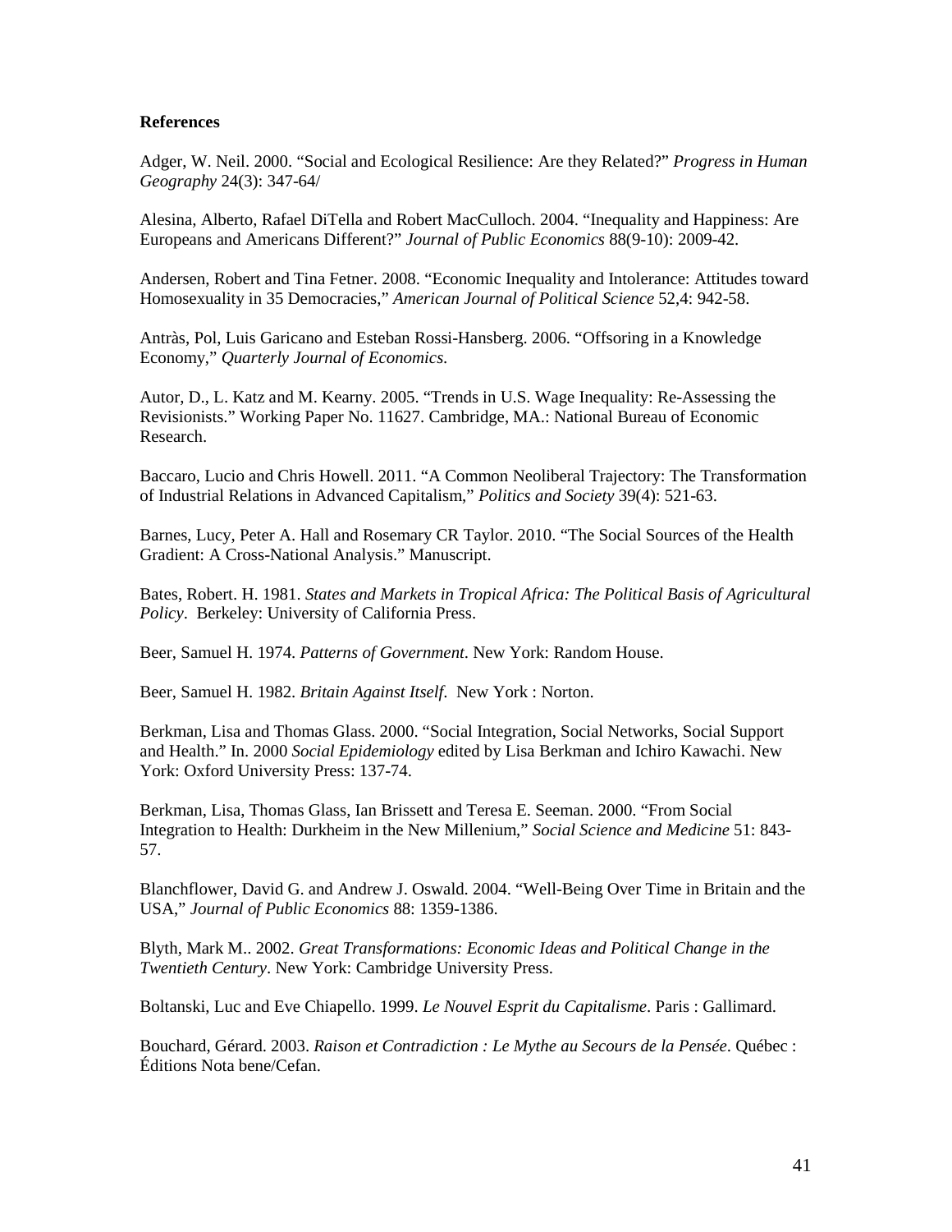**References**

Adger, W. Neil. 2000. "Social and Ecological Resilience: Are they Related?" *Progress in Human Geography* 24(3): 347-64/

Alesina, Alberto, Rafael DiTella and Robert MacCulloch. 2004. "Inequality and Happiness: Are Europeans and Americans Different?" *Journal of Public Economics* 88(9-10): 2009-42.

Andersen, Robert and Tina Fetner. 2008. "Economic Inequality and Intolerance: Attitudes toward Homosexuality in 35 Democracies," *American Journal of Political Science* 52,4: 942-58.

Antràs, Pol, Luis Garicano and Esteban Rossi-Hansberg. 2006. "Offsoring in a Knowledge Economy," *Quarterly Journal of Economics*.

Autor, D., L. Katz and M. Kearny. 2005. "Trends in U.S. Wage Inequality: Re-Assessing the Revisionists." Working Paper No. 11627. Cambridge, MA.: National Bureau of Economic Research.

Baccaro, Lucio and Chris Howell. 2011. "A Common Neoliberal Trajectory: The Transformation of Industrial Relations in Advanced Capitalism," *Politics and Society* 39(4): 521-63.

Barnes, Lucy, Peter A. Hall and Rosemary CR Taylor. 2010. "The Social Sources of the Health Gradient: A Cross-National Analysis." Manuscript.

Bates, Robert. H. 1981. *States and Markets in Tropical Africa: The Political Basis of Agricultural Policy*. Berkeley: University of California Press.

Beer, Samuel H. 1974. *Patterns of Government*. New York: Random House.

Beer, Samuel H. 1982. *Britain Against Itself*. New York : Norton.

Berkman, Lisa and Thomas Glass. 2000. "Social Integration, Social Networks, Social Support and Health." In. 2000 *Social Epidemiology* edited by Lisa Berkman and Ichiro Kawachi. New York: Oxford University Press: 137-74.

Berkman, Lisa, Thomas Glass, Ian Brissett and Teresa E. Seeman. 2000. "From Social Integration to Health: Durkheim in the New Millenium," *Social Science and Medicine* 51: 843-57.

Blanchflower, David G. and Andrew J. Oswald. 2004. "Well-Being Over Time in Britain and the USA," *Journal of Public Economics* 88: 1359-1386.

Blyth, Mark M.. 2002. *Great Transformations: Economic Ideas and Political Change in the Twentieth Century*. New York: Cambridge University Press.

Boltanski, Luc and Eve Chiapello. 1999. *Le Nouvel Esprit du Capitalisme*. Paris : Gallimard.

Bouchard, Gérard. 2003. *Raison et Contradiction : Le Mythe au Secours de la Pensée*. Québec : Éditions Nota bene/Cefan.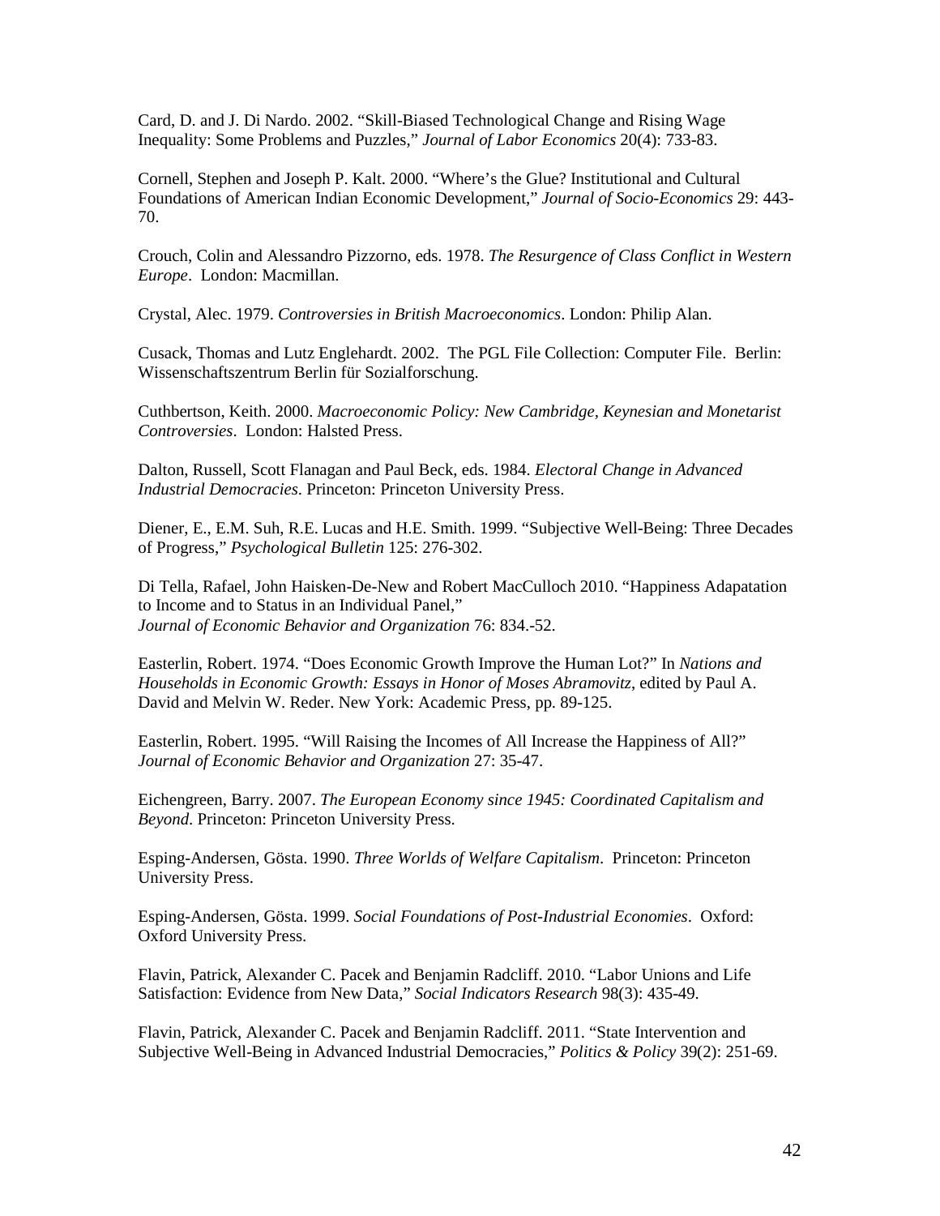Card, D. and J. Di Nardo. 2002. “Skill-Biased Technological Change and Rising Wage Inequality: Some Problems and Puzzles,” *Journal of Labor Economics* 20(4): 733-83.

Cornell, Stephen and Joseph P. Kalt. 2000. “Where’s the Glue? Institutional and Cultural Foundations of American Indian Economic Development,” *Journal of Socio-Economics* 29: 443-70.

Crouch, Colin and Alessandro Pizzorno, eds. 1978. *The Resurgence of Class Conflict in Western Europe*. London: Macmillan.

Crystal, Alec. 1979. *Controversies in British Macroeconomics*. London: Philip Alan.

Cusack, Thomas and Lutz Englehardt. 2002. The PGL File Collection: Computer File. Berlin: Wissenschaftszentrum Berlin für Sozialforschung.

Cuthbertson, Keith. 2000. *Macroeconomic Policy: New Cambridge, Keynesian and Monetarist Controversies*. London: Halsted Press.

Dalton, Russell, Scott Flanagan and Paul Beck, eds. 1984. *Electoral Change in Advanced Industrial Democracies*. Princeton: Princeton University Press.

Diener, E., E.M. Suh, R.E. Lucas and H.E. Smith. 1999. “Subjective Well-Being: Three Decades of Progress,” *Psychological Bulletin* 125: 276-302.

Di Tella, Rafael, John Haisken-De-New and Robert MacCulloch 2010. “Happiness Adapatation to Income and to Status in an Individual Panel,” *Journal of Economic Behavior and Organization* 76: 834.-52.

Easterlin, Robert. 1974. “Does Economic Growth Improve the Human Lot?” In *Nations and Households in Economic Growth: Essays in Honor of Moses Abramovitz*, edited by Paul A. David and Melvin W. Reder. New York: Academic Press, pp. 89-125.

Easterlin, Robert. 1995. “Will Raising the Incomes of All Increase the Happiness of All?” *Journal of Economic Behavior and Organization* 27: 35-47.

Eichengreen, Barry. 2007. *The European Economy since 1945: Coordinated Capitalism and Beyond*. Princeton: Princeton University Press.

Esping-Andersen, Gösta. 1990. *Three Worlds of Welfare Capitalism*. Princeton: Princeton University Press.

Esping-Andersen, Gösta. 1999. *Social Foundations of Post-Industrial Economies*. Oxford: Oxford University Press.

Flavin, Patrick, Alexander C. Pacek and Benjamin Radcliff. 2010. “Labor Unions and Life Satisfaction: Evidence from New Data,” *Social Indicators Research* 98(3): 435-49.

Flavin, Patrick, Alexander C. Pacek and Benjamin Radcliff. 2011. “State Intervention and Subjective Well-Being in Advanced Industrial Democracies,” *Politics & Policy* 39(2): 251-69.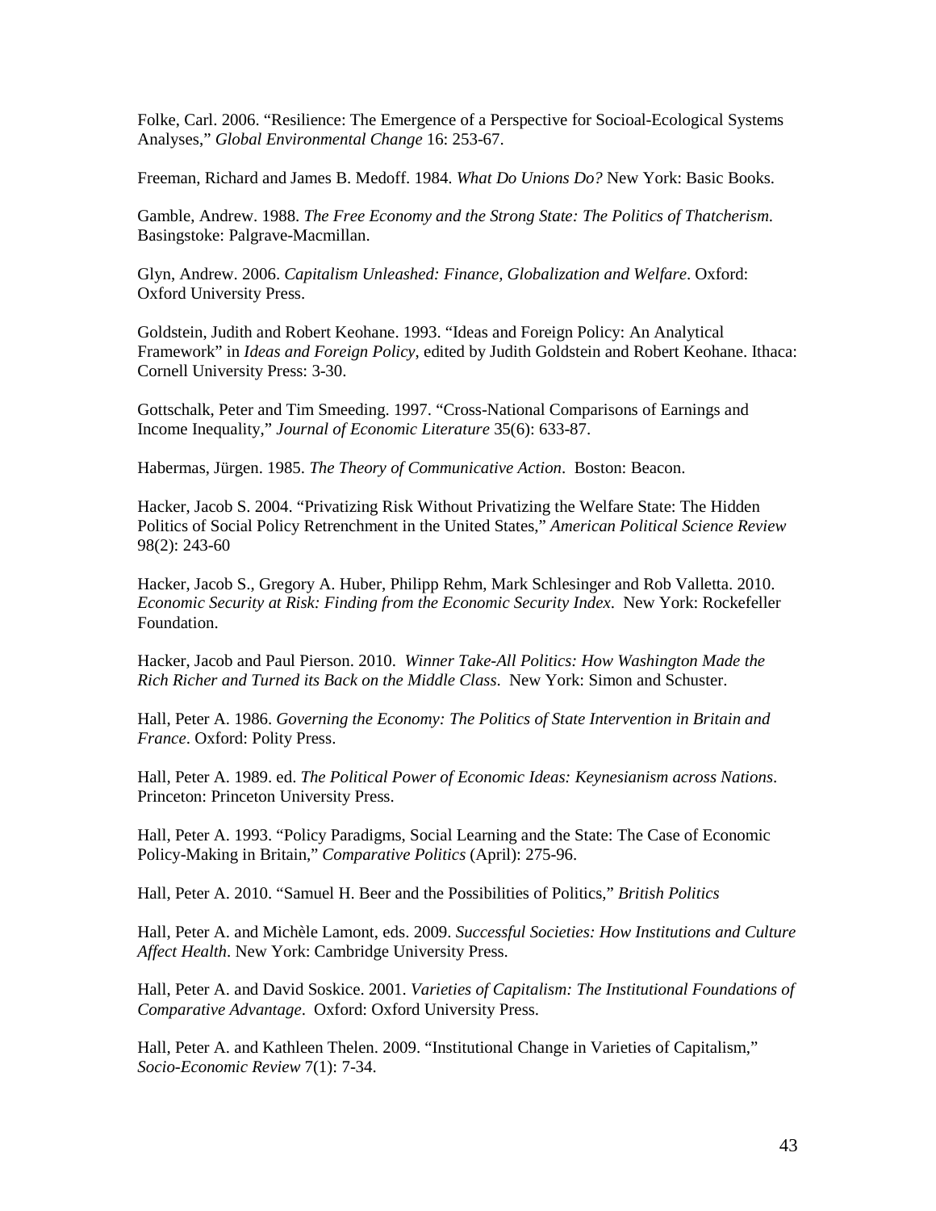Folke, Carl. 2006. "Resilience: The Emergence of a Perspective for Socioal-Ecological Systems Analyses," *Global Environmental Change* 16: 253-67.

Freeman, Richard and James B. Medoff. 1984. *What Do Unions Do?* New York: Basic Books.

Gamble, Andrew. 1988. *The Free Economy and the Strong State: The Politics of Thatcherism*. Basingstoke: Palgrave-Macmillan.

Glyn, Andrew. 2006. *Capitalism Unleashed: Finance, Globalization and Welfare*. Oxford: Oxford University Press.

Goldstein, Judith and Robert Keohane. 1993. "Ideas and Foreign Policy: An Analytical Framework" in *Ideas and Foreign Policy*, edited by Judith Goldstein and Robert Keohane. Ithaca: Cornell University Press: 3-30.

Gottschalk, Peter and Tim Smeeding. 1997. "Cross-National Comparisons of Earnings and Income Inequality," *Journal of Economic Literature* 35(6): 633-87.

Habermas, Jürgen. 1985. *The Theory of Communicative Action*. Boston: Beacon.

Hacker, Jacob S. 2004. "Privatizing Risk Without Privatizing the Welfare State: The Hidden Politics of Social Policy Retrenchment in the United States," *American Political Science Review* 98(2): 243-60

Hacker, Jacob S., Gregory A. Huber, Philipp Rehm, Mark Schlesinger and Rob Valletta. 2010. *Economic Security at Risk: Finding from the Economic Security Index*. New York: Rockefeller Foundation.

Hacker, Jacob and Paul Pierson. 2010. *Winner Take-All Politics: How Washington Made the Rich Richer and Turned its Back on the Middle Class*. New York: Simon and Schuster.

Hall, Peter A. 1986. *Governing the Economy: The Politics of State Intervention in Britain and France*. Oxford: Polity Press.

Hall, Peter A. 1989. ed. *The Political Power of Economic Ideas: Keynesianism across Nations*. Princeton: Princeton University Press.

Hall, Peter A. 1993. "Policy Paradigms, Social Learning and the State: The Case of Economic Policy-Making in Britain," *Comparative Politics* (April): 275-96.

Hall, Peter A. 2010. "Samuel H. Beer and the Possibilities of Politics," *British Politics*

Hall, Peter A. and Michèle Lamont, eds. 2009. *Successful Societies: How Institutions and Culture Affect Health*. New York: Cambridge University Press.

Hall, Peter A. and David Soskice. 2001. *Varieties of Capitalism: The Institutional Foundations of Comparative Advantage*. Oxford: Oxford University Press.

Hall, Peter A. and Kathleen Thelen. 2009. "Institutional Change in Varieties of Capitalism," *Socio-Economic Review* 7(1): 7-34.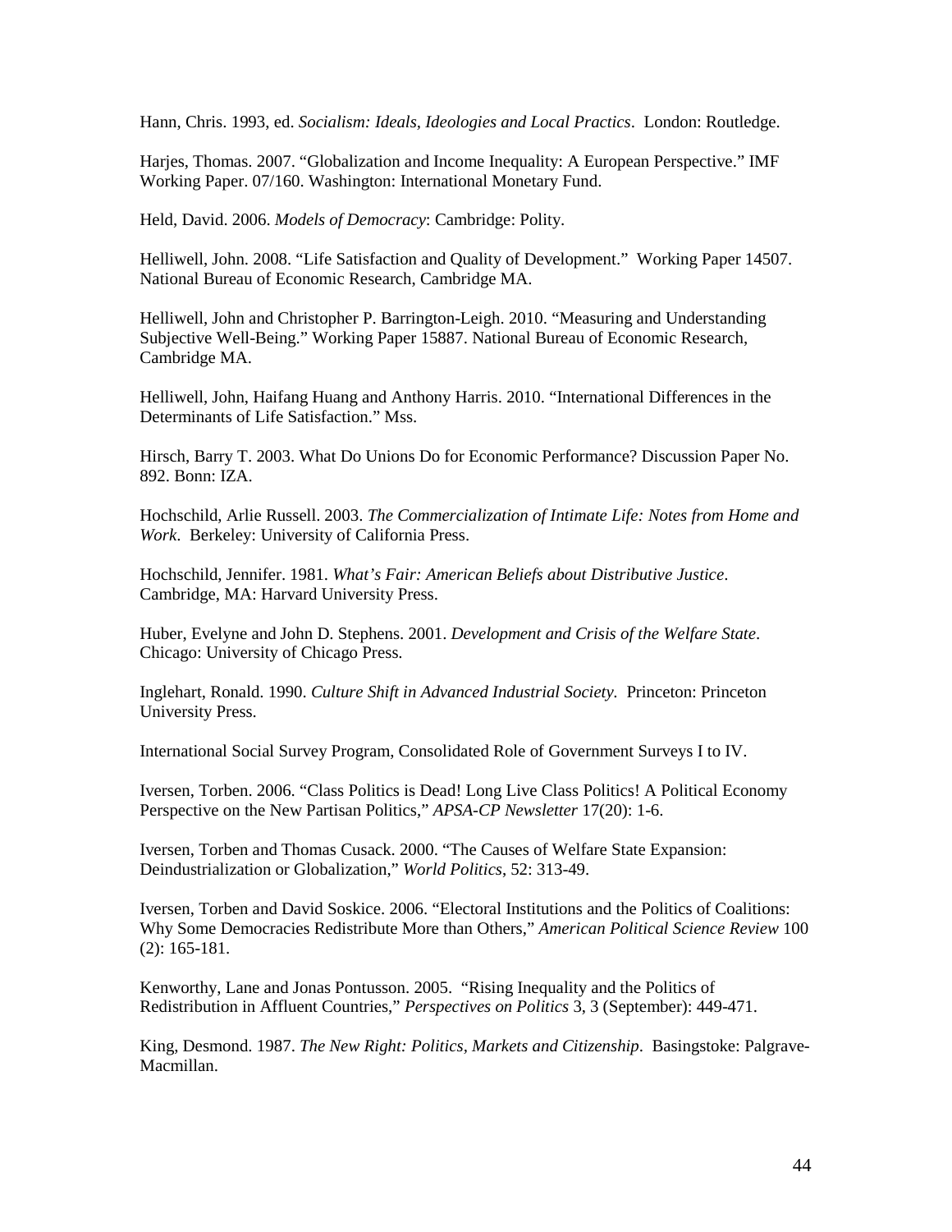Hann, Chris. 1993, ed. *Socialism: Ideals, Ideologies and Local Practices*. London: Routledge.

Harjes, Thomas. 2007. "Globalization and Income Inequality: A European Perspective." IMF Working Paper. 07/160. Washington: International Monetary Fund.

Held, David. 2006. *Models of Democracy*: Cambridge: Polity.

Helliwell, John. 2008. "Life Satisfaction and Quality of Development." Working Paper 14507. National Bureau of Economic Research, Cambridge MA.

Helliwell, John and Christopher P. Barrington-Leigh. 2010. "Measuring and Understanding Subjective Well-Being." Working Paper 15887. National Bureau of Economic Research, Cambridge MA.

Helliwell, John, Haifang Huang and Anthony Harris. 2010. "International Differences in the Determinants of Life Satisfaction." Mss.

Hirsch, Barry T. 2003. What Do Unions Do for Economic Performance? Discussion Paper No. 892. Bonn: IZA.

Hochschild, Arlie Russell. 2003. *The Commercialization of Intimate Life: Notes from Home and Work*. Berkeley: University of California Press.

Hochschild, Jennifer. 1981. *What's Fair: American Beliefs about Distributive Justice*. Cambridge, MA: Harvard University Press.

Huber, Evelyne and John D. Stephens. 2001. *Development and Crisis of the Welfare State*. Chicago: University of Chicago Press.

Inglehart, Ronald. 1990. *Culture Shift in Advanced Industrial Society.* Princeton: Princeton University Press.

International Social Survey Program, Consolidated Role of Government Surveys I to IV.

Iversen, Torben. 2006. "Class Politics is Dead! Long Live Class Politics! A Political Economy Perspective on the New Partisan Politics," *APSA-CP Newsletter* 17(20): 1-6.

Iversen, Torben and Thomas Cusack. 2000. "The Causes of Welfare State Expansion: Deindustrialization or Globalization," *World Politics*, 52: 313-49.

Iversen, Torben and David Soskice. 2006. "Electoral Institutions and the Politics of Coalitions: Why Some Democracies Redistribute More than Others," *American Political Science Review* 100 (2): 165-181.

Kenworthy, Lane and Jonas Pontusson. 2005. "Rising Inequality and the Politics of Redistribution in Affluent Countries," *Perspectives on Politics* 3, 3 (September): 449-471.

King, Desmond. 1987. *The New Right: Politics, Markets and Citizenship*. Basingstoke: Palgrave-Macmillan.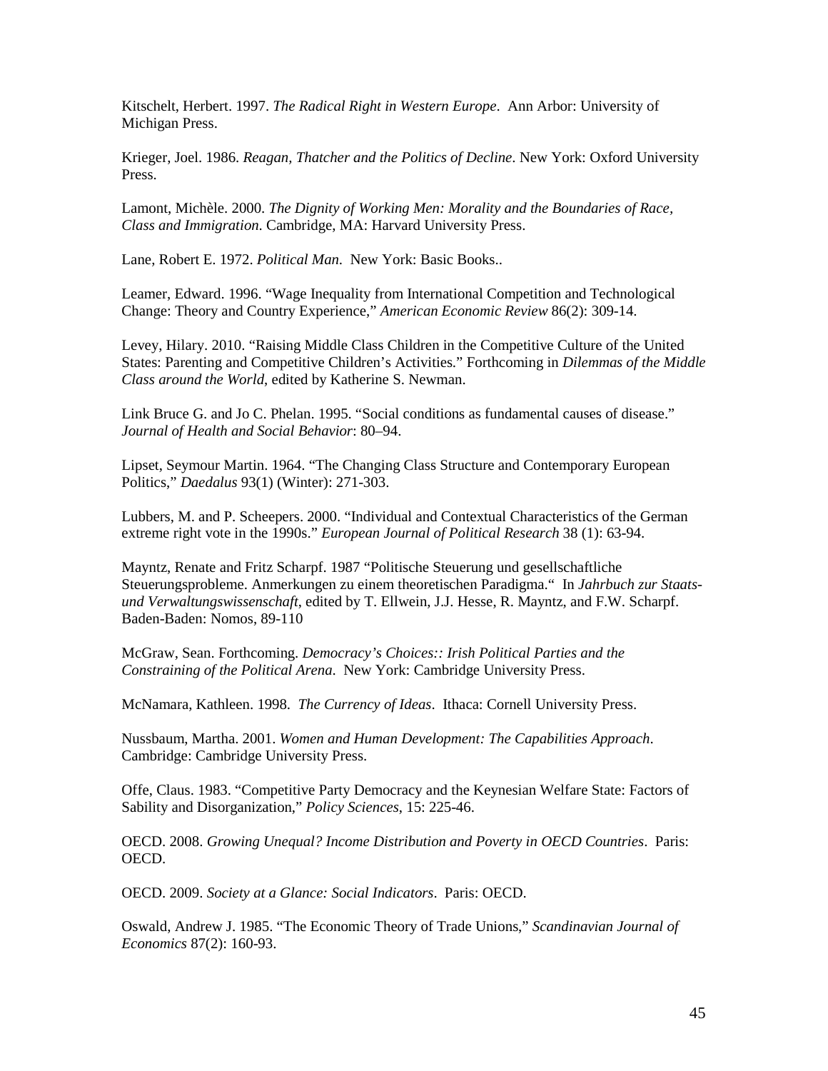Kitschelt, Herbert. 1997. *The Radical Right in Western Europe*. Ann Arbor: University of Michigan Press.

Krieger, Joel. 1986. *Reagan, Thatcher and the Politics of Decline*. New York: Oxford University Press.

Lamont, Michèle. 2000. *The Dignity of Working Men: Morality and the Boundaries of Race, Class and Immigration*. Cambridge, MA: Harvard University Press.

Lane, Robert E. 1972. *Political Man*. New York: Basic Books..

Leamer, Edward. 1996. "Wage Inequality from International Competition and Technological Change: Theory and Country Experience," *American Economic Review* 86(2): 309-14.

Levey, Hilary. 2010. "Raising Middle Class Children in the Competitive Culture of the United States: Parenting and Competitive Children's Activities." Forthcoming in *Dilemmas of the Middle Class around the World*, edited by Katherine S. Newman.

Link Bruce G. and Jo C. Phelan. 1995. "Social conditions as fundamental causes of disease." *Journal of Health and Social Behavior*: 80–94.

Lipset, Seymour Martin. 1964. "The Changing Class Structure and Contemporary European Politics," *Daedalus* 93(1) (Winter): 271-303.

Lubbers, M. and P. Scheepers. 2000. "Individual and Contextual Characteristics of the German extreme right vote in the 1990s." *European Journal of Political Research* 38 (1): 63-94.

Mayntz, Renate and Fritz Scharpf. 1987 "Politische Steuerung und gesellschaftliche Steuerungsprobleme. Anmerkungen zu einem theoretischen Paradigma." In *Jahrbuch zur Staats- und Verwaltungswissenschaft*, edited by T. Ellwein, J.J. Hesse, R. Mayntz, and F.W. Scharpf. Baden-Baden: Nomos, 89-110

McGraw, Sean. Forthcoming. *Democracy's Choices:: Irish Political Parties and the Constraining of the Political Arena*. New York: Cambridge University Press.

McNamara, Kathleen. 1998. *The Currency of Ideas*. Ithaca: Cornell University Press.

Nussbaum, Martha. 2001. *Women and Human Development: The Capabilities Approach*. Cambridge: Cambridge University Press.

Offe, Claus. 1983. "Competitive Party Democracy and the Keynesian Welfare State: Factors of Sability and Disorganization," *Policy Sciences*, 15: 225-46.

OECD. 2008. *Growing Unequal? Income Distribution and Poverty in OECD Countries*. Paris: OECD.

OECD. 2009. *Society at a Glance: Social Indicators*. Paris: OECD.

Oswald, Andrew J. 1985. "The Economic Theory of Trade Unions," *Scandinavian Journal of Economics* 87(2): 160-93.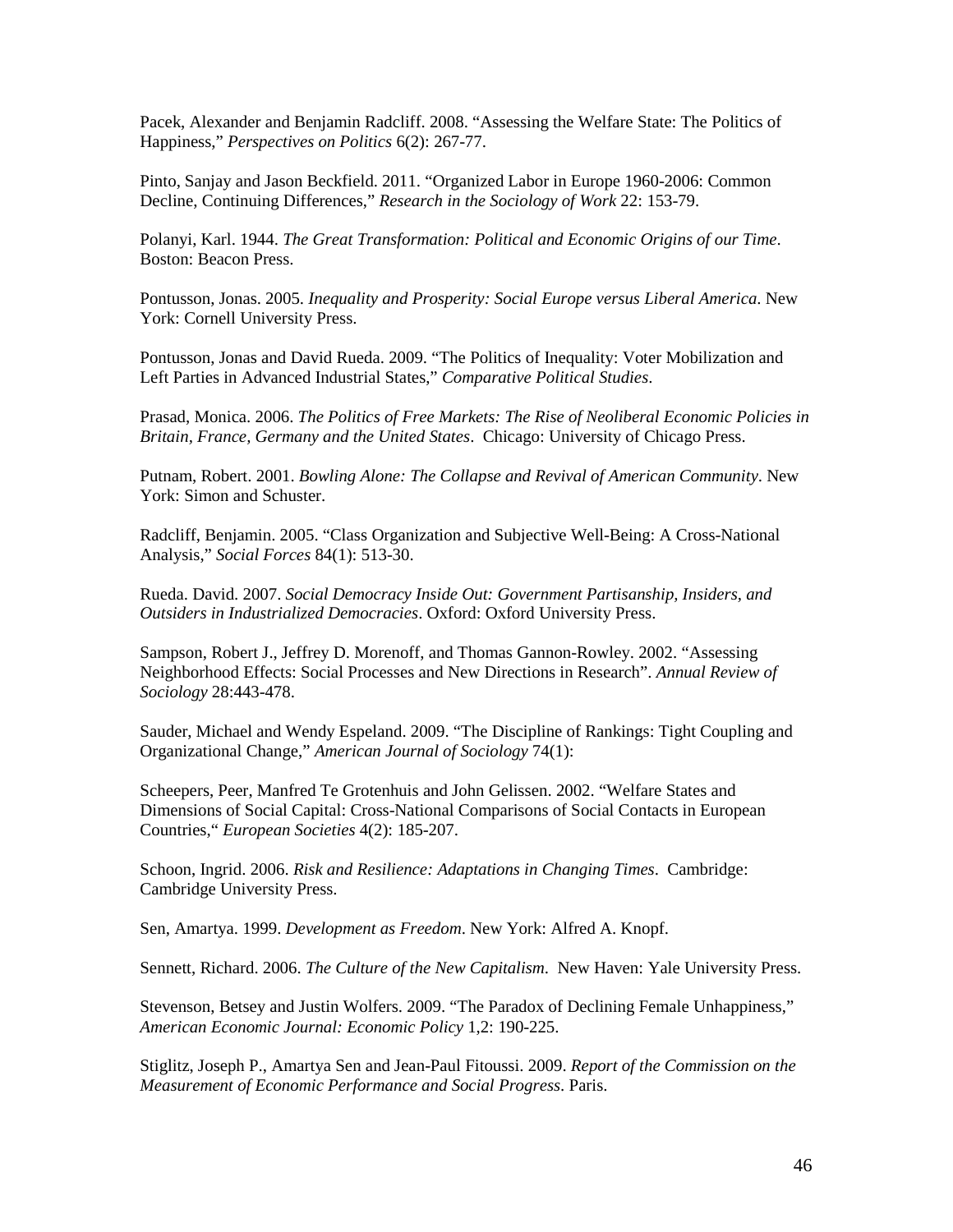Pacek, Alexander and Benjamin Radcliff. 2008. “Assessing the Welfare State: The Politics of Happiness,” *Perspectives on Politics* 6(2): 267-77.

Pinto, Sanjay and Jason Beckfield. 2011. “Organized Labor in Europe 1960-2006: Common Decline, Continuing Differences,” *Research in the Sociology of Work* 22: 153-79.

Polanyi, Karl. 1944. *The Great Transformation: Political and Economic Origins of our Time*. Boston: Beacon Press.

Pontusson, Jonas. 2005. *Inequality and Prosperity: Social Europe versus Liberal America*. New York: Cornell University Press.

Pontusson, Jonas and David Rueda. 2009. “The Politics of Inequality: Voter Mobilization and Left Parties in Advanced Industrial States,” *Comparative Political Studies*.

Prasad, Monica. 2006. *The Politics of Free Markets: The Rise of Neoliberal Economic Policies in Britain, France, Germany and the United States*. Chicago: University of Chicago Press.

Putnam, Robert. 2001. *Bowling Alone: The Collapse and Revival of American Community*. New York: Simon and Schuster.

Radcliff, Benjamin. 2005. “Class Organization and Subjective Well-Being: A Cross-National Analysis,” *Social Forces* 84(1): 513-30.

Rueda. David. 2007. *Social Democracy Inside Out: Government Partisanship, Insiders, and Outsiders in Industrialized Democracies*. Oxford: Oxford University Press.

Sampson, Robert J., Jeffrey D. Morenoff, and Thomas Gannon-Rowley. 2002. “Assessing Neighborhood Effects: Social Processes and New Directions in Research”. *Annual Review of Sociology* 28:443-478.

Sauder, Michael and Wendy Espeland. 2009. “The Discipline of Rankings: Tight Coupling and Organizational Change,” *American Journal of Sociology* 74(1):

Scheepers, Peer, Manfred Te Grotenhuis and John Gelissen. 2002. “Welfare States and Dimensions of Social Capital: Cross-National Comparisons of Social Contacts in European Countries,“ *European Societies* 4(2): 185-207.

Schoon, Ingrid. 2006. *Risk and Resilience: Adaptations in Changing Times*. Cambridge: Cambridge University Press.

Sen, Amartya. 1999. *Development as Freedom*. New York: Alfred A. Knopf.

Sennett, Richard. 2006. *The Culture of the New Capitalism*. New Haven: Yale University Press.

Stevenson, Betsey and Justin Wolfers. 2009. “The Paradox of Declining Female Unhappiness,” *American Economic Journal: Economic Policy* 1,2: 190-225.

Stiglitz, Joseph P., Amartya Sen and Jean-Paul Fitoussi. 2009. *Report of the Commission on the Measurement of Economic Performance and Social Progress*. Paris.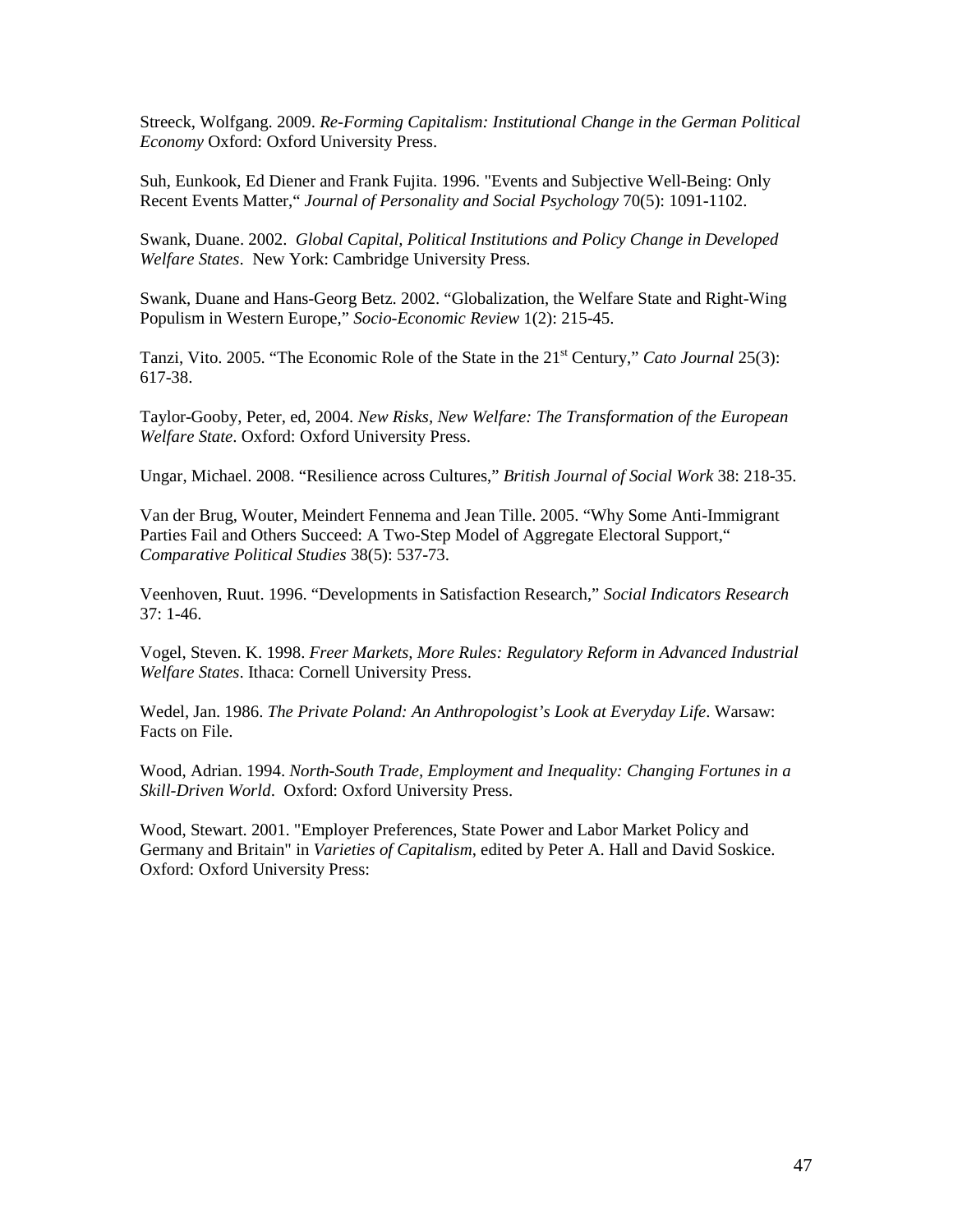Streeck, Wolfgang. 2009. *Re-Forming Capitalism: Institutional Change in the German Political Economy* Oxford: Oxford University Press.

Suh, Eunkook, Ed Diener and Frank Fujita. 1996. "Events and Subjective Well-Being: Only Recent Events Matter," *Journal of Personality and Social Psychology* 70(5): 1091-1102.

Swank, Duane. 2002. *Global Capital, Political Institutions and Policy Change in Developed Welfare States*. New York: Cambridge University Press.

Swank, Duane and Hans-Georg Betz. 2002. "Globalization, the Welfare State and Right-Wing Populism in Western Europe," *Socio-Economic Review* 1(2): 215-45.

Tanzi, Vito. 2005. "The Economic Role of the State in the 21st Century," *Cato Journal* 25(3): 617-38.

Taylor-Gooby, Peter, ed, 2004. *New Risks, New Welfare: The Transformation of the European Welfare State*. Oxford: Oxford University Press.

Ungar, Michael. 2008. "Resilience across Cultures," *British Journal of Social Work* 38: 218-35.

Van der Brug, Wouter, Meindert Fennema and Jean Tille. 2005. "Why Some Anti-Immigrant Parties Fail and Others Succeed: A Two-Step Model of Aggregate Electoral Support," *Comparative Political Studies* 38(5): 537-73.

Veenhoven, Ruut. 1996. "Developments in Satisfaction Research," *Social Indicators Research* 37: 1-46.

Vogel, Steven. K. 1998. *Freer Markets, More Rules: Regulatory Reform in Advanced Industrial Welfare States*. Ithaca: Cornell University Press.

Wedel, Jan. 1986. *The Private Poland: An Anthropologist's Look at Everyday Life*. Warsaw: Facts on File.

Wood, Adrian. 1994. *North-South Trade, Employment and Inequality: Changing Fortunes in a Skill-Driven World*. Oxford: Oxford University Press.

Wood, Stewart. 2001. "Employer Preferences, State Power and Labor Market Policy and Germany and Britain" in *Varieties of Capitalism*, edited by Peter A. Hall and David Soskice. Oxford: Oxford University Press: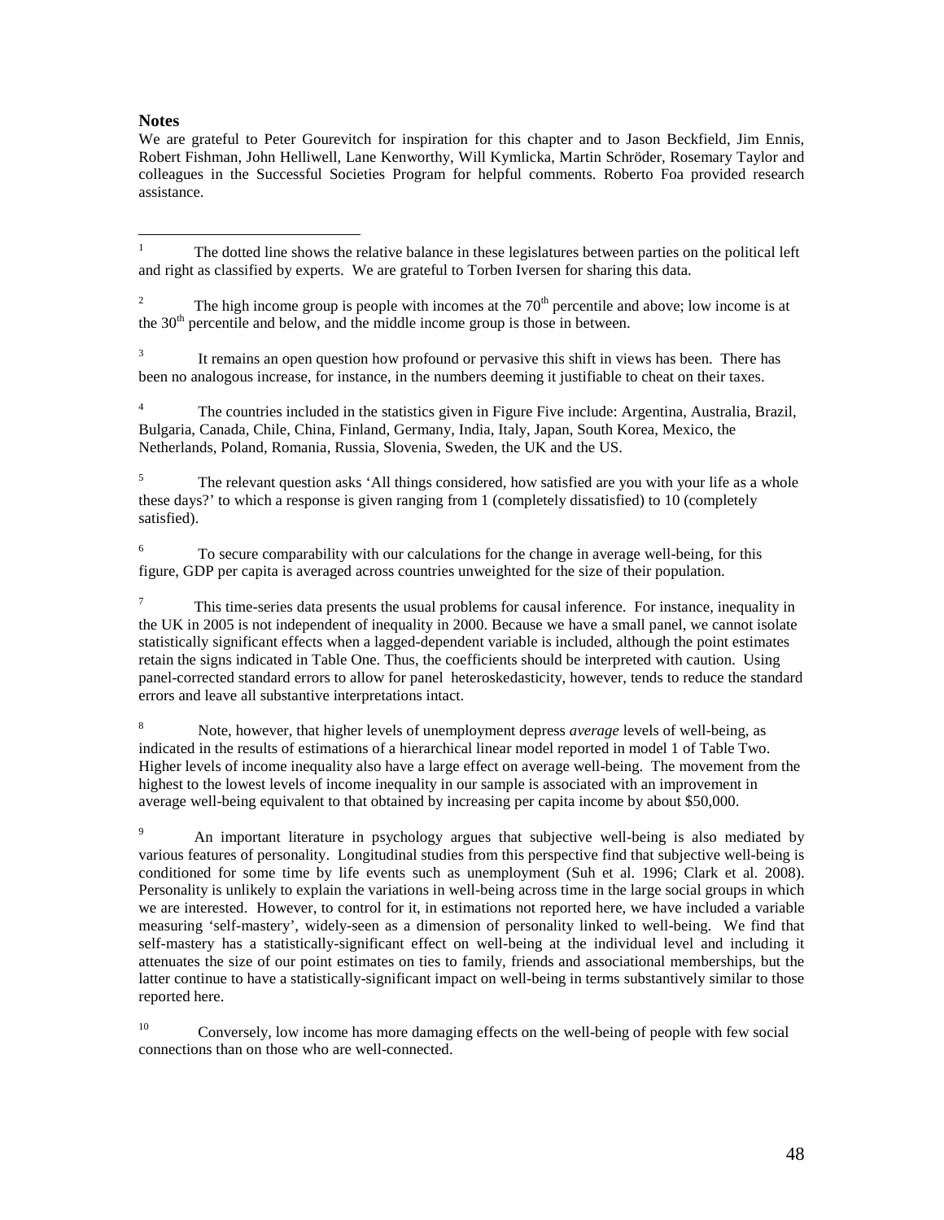## Notes

We are grateful to Peter Gourevitch for inspiration for this chapter and to Jason Beckfield, Jim Ennis, Robert Fishman, John Helliwell, Lane Kenworthy, Will Kymlicka, Martin Schröder, Rosemary Taylor and colleagues in the Successful Societies Program for helpful comments. Roberto Foa provided research assistance.

---

[1] The dotted line shows the relative balance in these legislatures between parties on the political left and right as classified by experts. We are grateful to Torben Iversen for sharing this data.

[2] The high income group is people with incomes at the 70th percentile and above; low income is at the 30th percentile and below, and the middle income group is those in between.

[3] It remains an open question how profound or pervasive this shift in views has been. There has been no analogous increase, for instance, in the numbers deeming it justifiable to cheat on their taxes.

[4] The countries included in the statistics given in Figure Five include: Argentina, Australia, Brazil, Bulgaria, Canada, Chile, China, Finland, Germany, India, Italy, Japan, South Korea, Mexico, the Netherlands, Poland, Romania, Russia, Slovenia, Sweden, the UK and the US.

[5] The relevant question asks 'All things considered, how satisfied are you with your life as a whole these days?' to which a response is given ranging from 1 (completely dissatisfied) to 10 (completely satisfied).

[6] To secure comparability with our calculations for the change in average well-being, for this figure, GDP per capita is averaged across countries unweighted for the size of their population.

[7] This time-series data presents the usual problems for causal inference. For instance, inequality in the UK in 2005 is not independent of inequality in 2000. Because we have a small panel, we cannot isolate statistically significant effects when a lagged-dependent variable is included, although the point estimates retain the signs indicated in Table One. Thus, the coefficients should be interpreted with caution. Using panel-corrected standard errors to allow for panel heteroskedasticity, however, tends to reduce the standard errors and leave all substantive interpretations intact.

[8] Note, however, that higher levels of unemployment depress *average* levels of well-being, as indicated in the results of estimations of a hierarchical linear model reported in model 1 of Table Two. Higher levels of income inequality also have a large effect on average well-being. The movement from the highest to the lowest levels of income inequality in our sample is associated with an improvement in average well-being equivalent to that obtained by increasing per capita income by about $50,000.

[9] An important literature in psychology argues that subjective well-being is also mediated by various features of personality. Longitudinal studies from this perspective find that subjective well-being is conditioned for some time by life events such as unemployment (Suh et al. 1996; Clark et al. 2008). Personality is unlikely to explain the variations in well-being across time in the large social groups in which we are interested. However, to control for it, in estimations not reported here, we have included a variable measuring 'self-mastery', widely-seen as a dimension of personality linked to well-being. We find that self-mastery has a statistically-significant effect on well-being at the individual level and including it attenuates the size of our point estimates on ties to family, friends and associational memberships, but the latter continue to have a statistically-significant impact on well-being in terms substantively similar to those reported here.

[10] Conversely, low income has more damaging effects on the well-being of people with few social connections than on those who are well-connected.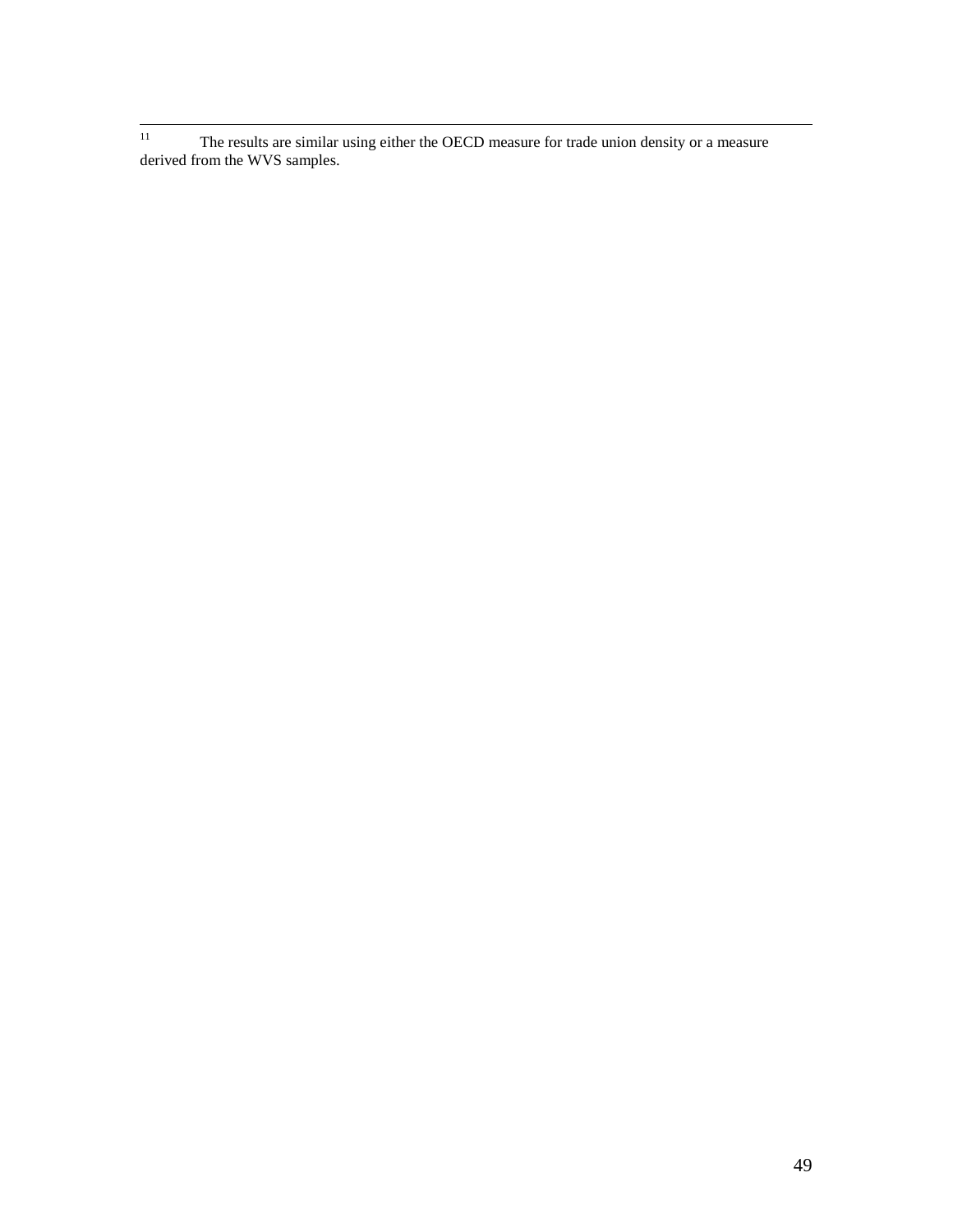[11] The results are similar using either the OECD measure for trade union density or a measure derived from the WVS samples.